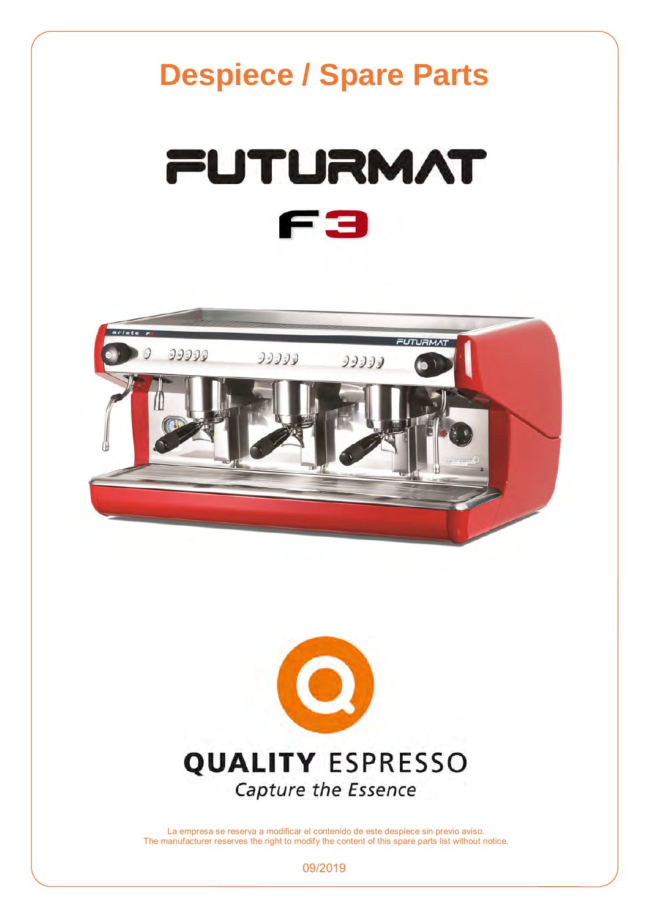# Despiece / Spare Parts

FUTURMAT

F3

QUALITY ESPRESSO

*Capture the Essence*

La empresa se reserva a modificar el contenido de este despiece sin previo aviso.
The manufacturer reserves the right to modify the content of this spare parts list without notice.

09/2019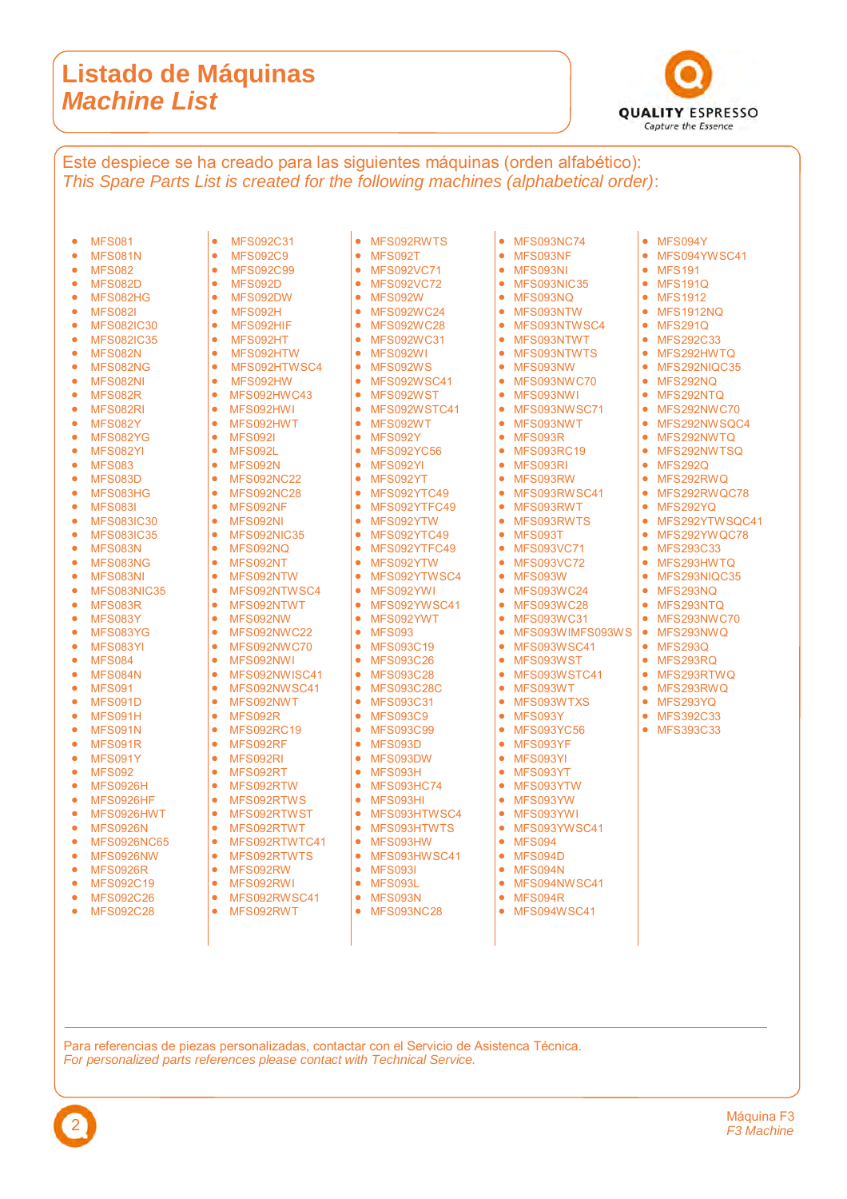# Listado de Máquinas
# *Machine List*

QUALITY ESPRESSO
Capture the Essence

Este despiece se ha creado para las siguientes máquinas (orden alfabético):
*This Spare Parts List is created for the following machines (alphabetical order):*

- MFS081
- MFS081N
- MFS082
- MFS082D
- MFS082HG
- MFS082I
- MFS082IC30
- MFS082IC35
- MFS082N
- MFS082NG
- MFS082NI
- MFS082R
- MFS082RI
- MFS082Y
- MFS082YG
- MFS082YI
- MFS083
- MFS083D
- MFS083HG
- MFS083I
- MFS083IC30
- MFS083IC35
- MFS083N
- MFS083NG
- MFS083NI
- MFS083NIC35
- MFS083R
- MFS083Y
- MFS083YG
- MFS083YI
- MFS084
- MFS084N
- MFS091
- MFS091D
- MFS091H
- MFS091N
- MFS091R
- MFS091Y
- MFS092
- MFS0926H
- MFS0926HF
- MFS0926HWT
- MFS0926N
- MFS0926NC65
- MFS0926NW
- MFS0926R
- MFS092C19
- MFS092C26
- MFS092C28
- MFS092C31
- MFS092C9
- MFS092C99
- MFS092D
- MFS092DW
- MFS092H
- MFS092HIF
- MFS092HT
- MFS092HTW
- MFS092HTWSC4
- MFS092HW
- MFS092HWC43
- MFS092HWI
- MFS092HWT
- MFS092I
- MFS092L
- MFS092N
- MFS092NC22
- MFS092NC28
- MFS092NF
- MFS092NI
- MFS092NIC35
- MFS092NQ
- MFS092NT
- MFS092NTW
- MFS092NTWSC4
- MFS092NTWT
- MFS092NW
- MFS092NWC22
- MFS092NWC70
- MFS092NWI
- MFS092NWISC41
- MFS092NWSC41
- MFS092NWT
- MFS092R
- MFS092RC19
- MFS092RF
- MFS092RI
- MFS092RT
- MFS092RTW
- MFS092RTWS
- MFS092RTWST
- MFS092RTWT
- MFS092RTWTC41
- MFS092RTWTS
- MFS092RW
- MFS092RWI
- MFS092RWSC41
- MFS092RWT
- MFS092RWTS
- MFS092T
- MFS092VC71
- MFS092VC72
- MFS092W
- MFS092WC24
- MFS092WC28
- MFS092WC31
- MFS092WI
- MFS092WS
- MFS092WSC41
- MFS092WST
- MFS092WSTC41
- MFS092WT
- MFS092Y
- MFS092YC56
- MFS092YI
- MFS092YT
- MFS092YTC49
- MFS092YTFC49
- MFS092YTW
- MFS092YTC49
- MFS092YTFC49
- MFS092YTW
- MFS092YTWSC4
- MFS092YWI
- MFS092YWSC41
- MFS092YWT
- MFS093
- MFS093C19
- MFS093C26
- MFS093C28
- MFS093C28C
- MFS093C31
- MFS093C9
- MFS093C99
- MFS093D
- MFS093DW
- MFS093H
- MFS093HC74
- MFS093HI
- MFS093HTWSC4
- MFS093HTWTS
- MFS093HW
- MFS093HWSC41
- MFS093I
- MFS093L
- MFS093N
- MFS093NC28
- MFS093NC74
- MFS093NF
- MFS093NI
- MFS093NIC35
- MFS093NQ
- MFS093NTW
- MFS093NTWSC4
- MFS093NTWT
- MFS093NTWTS
- MFS093NW
- MFS093NWC70
- MFS093NWI
- MFS093NWSC71
- MFS093NWT
- MFS093R
- MFS093RC19
- MFS093RI
- MFS093RW
- MFS093RWSC41
- MFS093RWT
- MFS093RWTS
- MFS093T
- MFS093VC71
- MFS093VC72
- MFS093W
- MFS093WC24
- MFS093WC28
- MFS093WC31
- MFS093WIMFS093WS
- MFS093WSC41
- MFS093WST
- MFS093WSTC41
- MFS093WT
- MFS093WTXS
- MFS093Y
- MFS093YC56
- MFS093YF
- MFS093YI
- MFS093YT
- MFS093YTW
- MFS093YW
- MFS093YWI
- MFS093YWSC41
- MFS094
- MFS094D
- MFS094N
- MFS094NWSC41
- MFS094R
- MFS094WSC41
- MFS094Y
- MFS094YWSC41
- MFS191
- MFS191Q
- MFS1912
- MFS1912NQ
- MFS291Q
- MFS292C33
- MFS292HWTQ
- MFS292NIQC35
- MFS292NQ
- MFS292NTQ
- MFS292NWC70
- MFS292NWSQC4
- MFS292NWTQ
- MFS292NWTSQ
- MFS292Q
- MFS292RWQ
- MFS292RWQC78
- MFS292YQ
- MFS292YTWSQC41
- MFS292YWQC78
- MFS293C33
- MFS293HWTQ
- MFS293NIQC35
- MFS293NQ
- MFS293NTQ
- MFS293NWC70
- MFS293NWQ
- MFS293Q
- MFS293RQ
- MFS293RTWQ
- MFS293RWQ
- MFS293YQ
- MFS392C33
- MFS393C33

Para referencias de piezas personalizadas, contactar con el Servicio de Asistenca Técnica.
*For personalized parts references please contact with Technical Service.*

Máquina F3
*F3 Machine*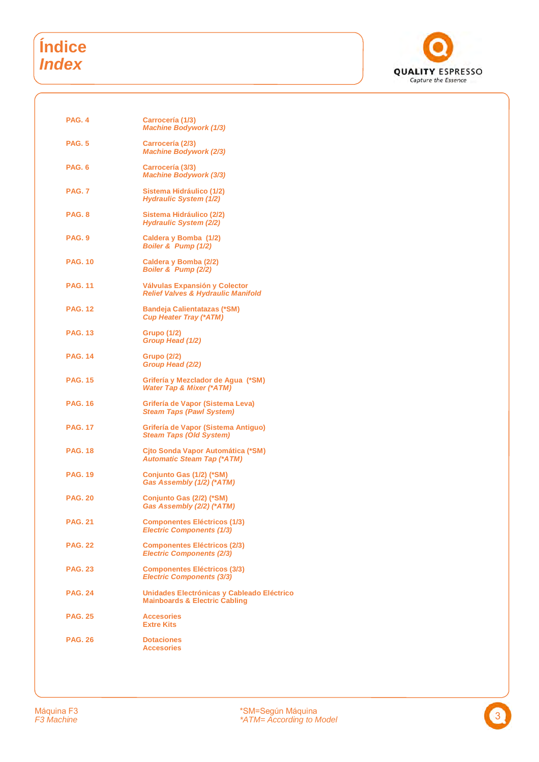# Índice
# *Index*

QUALITY ESPRESSO
Capture the Essence

| | |
|---|---|
| **PAG. 4** | **Carrocería (1/3)**<br>***Machine Bodywork (1/3)*** |
| **PAG. 5** | **Carrocería (2/3)**<br>***Machine Bodywork (2/3)*** |
| **PAG. 6** | **Carrocería (3/3)**<br>***Machine Bodywork (3/3)*** |
| **PAG. 7** | **Sistema Hidráulico (1/2)**<br>***Hydraulic System (1/2)*** |
| **PAG. 8** | **Sistema Hidráulico (2/2)**<br>***Hydraulic System (2/2)*** |
| **PAG. 9** | **Caldera y Bomba (1/2)**<br>***Boiler & Pump (1/2)*** |
| **PAG. 10** | **Caldera y Bomba (2/2)**<br>***Boiler & Pump (2/2)*** |
| **PAG. 11** | **Válvulas Expansión y Colector**<br>***Relief Valves & Hydraulic Manifold*** |
| **PAG. 12** | **Bandeja Calientatazas (*SM)**<br>***Cup Heater Tray (*ATM)*** |
| **PAG. 13** | **Grupo (1/2)**<br>***Group Head (1/2)*** |
| **PAG. 14** | **Grupo (2/2)**<br>***Group Head (2/2)*** |
| **PAG. 15** | **Grifería y Mezclador de Agua (*SM)**<br>***Water Tap & Mixer (*ATM)*** |
| **PAG. 16** | **Grifería de Vapor (Sistema Leva)**<br>***Steam Taps (Pawl System)*** |
| **PAG. 17** | **Grifería de Vapor (Sistema Antiguo)**<br>***Steam Taps (Old System)*** |
| **PAG. 18** | **Cjto Sonda Vapor Automática (*SM)**<br>***Automatic Steam Tap (*ATM)*** |
| **PAG. 19** | **Conjunto Gas (1/2) (*SM)**<br>***Gas Assembly (1/2) (*ATM)*** |
| **PAG. 20** | **Conjunto Gas (2/2) (*SM)**<br>***Gas Assembly (2/2) (*ATM)*** |
| **PAG. 21** | **Componentes Eléctricos (1/3)**<br>***Electric Components (1/3)*** |
| **PAG. 22** | **Componentes Eléctricos (2/3)**<br>***Electric Components (2/3)*** |
| **PAG. 23** | **Componentes Eléctricos (3/3)**<br>***Electric Components (3/3)*** |
| **PAG. 24** | **Unidades Electrónicas y Cableado Eléctrico**<br>**Mainboards & Electric Cabling** |
| **PAG. 25** | **Accesorios**<br>**Extre Kits** |
| **PAG. 26** | **Dotaciones**<br>**Accesories** |

Máquina F3
*F3 Machine*

*SM=Según Máquina
**ATM= According to Model*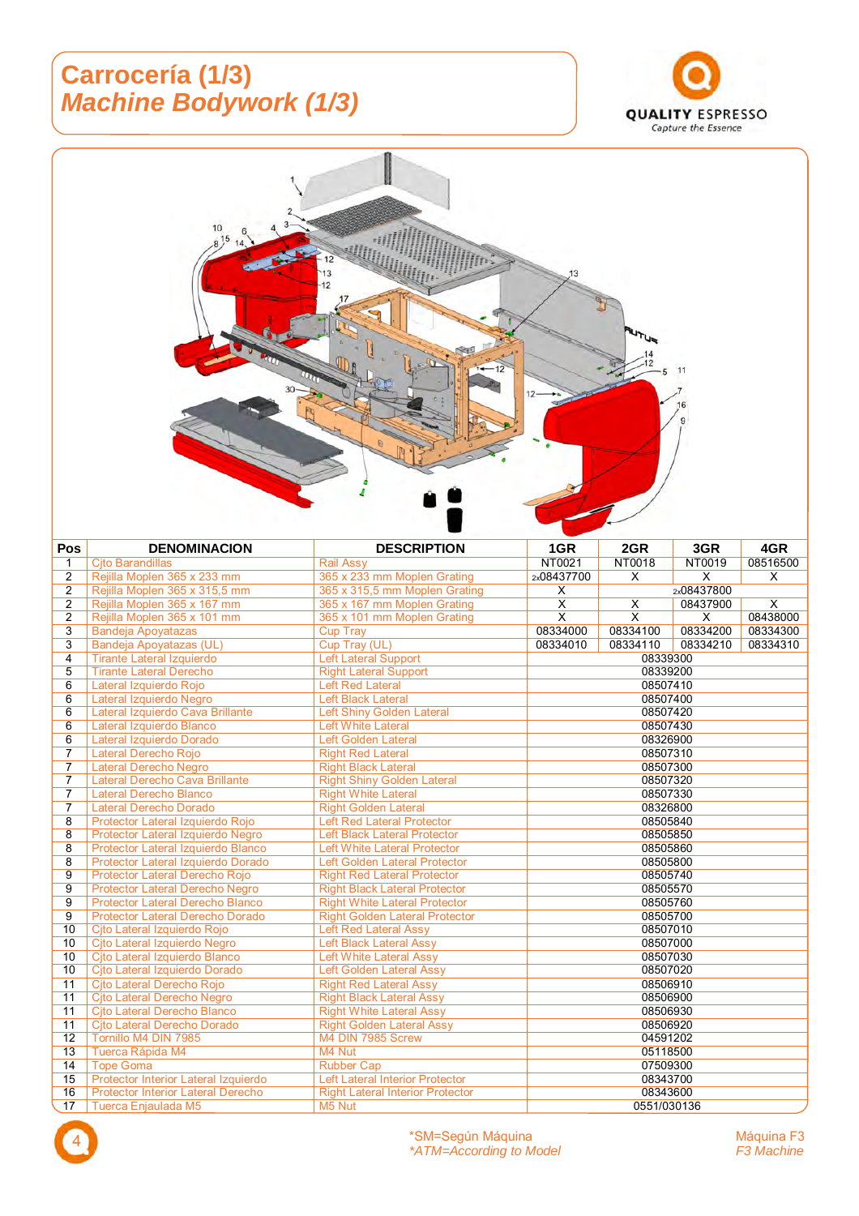# Carrocería (1/3)
## *Machine Bodywork (1/3)*

QUALITY ESPRESSO
Capture the Essence

| Pos | DENOMINACION | DESCRIPTION | 1GR | 2GR | 3GR | 4GR |
|---|---|---|---|---|---|---|
| 1 | Cjto Barandillas | Rail Assy | NT0021 | NT0018 | NT0019 | 08516500 |
| 2 | Rejilla Moplen 365 x 233 mm | 365 x 233 mm Moplen Grating | 2x08437700 | X | X | X |
| 2 | Rejilla Moplen 365 x 315,5 mm | 365 x 315,5 mm Moplen Grating | X | 2x08437800 | | |
| 2 | Rejilla Moplen 365 x 167 mm | 365 x 167 mm Moplen Grating | X | X | 08437900 | X |
| 2 | Rejilla Moplen 365 x 101 mm | 365 x 101 mm Moplen Grating | X | X | X | 08438000 |
| 3 | Bandeja Apoyatazas | Cup Tray | 08334000 | 08334100 | 08334200 | 08334300 |
| 3 | Bandeja Apoyatazas (UL) | Cup Tray (UL) | 08334010 | 08334110 | 08334210 | 08334310 |
| 4 | Tirante Lateral Izquierdo | Left Lateral Support | 08339300 | | | |
| 5 | Tirante Lateral Derecho | Right Lateral Support | 08339200 | | | |
| 6 | Lateral Izquierdo Rojo | Left Red Lateral | 08507410 | | | |
| 6 | Lateral Izquierdo Negro | Left Black Lateral | 08507400 | | | |
| 6 | Lateral Izquierdo Cava Brillante | Left Shiny Golden Lateral | 08507420 | | | |
| 6 | Lateral Izquierdo Blanco | Left White Lateral | 08507430 | | | |
| 6 | Lateral Izquierdo Dorado | Left Golden Lateral | 08326900 | | | |
| 7 | Lateral Derecho Rojo | Right Red Lateral | 08507310 | | | |
| 7 | Lateral Derecho Negro | Right Black Lateral | 08507300 | | | |
| 7 | Lateral Derecho Cava Brillante | Right Shiny Golden Lateral | 08507320 | | | |
| 7 | Lateral Derecho Blanco | Right White Lateral | 08507330 | | | |
| 7 | Lateral Derecho Dorado | Right Golden Lateral | 08326800 | | | |
| 8 | Protector Lateral Izquierdo Rojo | Left Red Lateral Protector | 08505840 | | | |
| 8 | Protector Lateral Izquierdo Negro | Left Black Lateral Protector | 08505850 | | | |
| 8 | Protector Lateral Izquierdo Blanco | Left White Lateral Protector | 08505860 | | | |
| 8 | Protector Lateral Izquierdo Dorado | Left Golden Lateral Protector | 08505800 | | | |
| 9 | Protector Lateral Derecho Rojo | Right Red Lateral Protector | 08505740 | | | |
| 9 | Protector Lateral Derecho Negro | Right Black Lateral Protector | 08505570 | | | |
| 9 | Protector Lateral Derecho Blanco | Right White Lateral Protector | 08505760 | | | |
| 9 | Protector Lateral Derecho Dorado | Right Golden Lateral Protector | 08505700 | | | |
| 10 | Cjto Lateral Izquierdo Rojo | Left Red Lateral Assy | 08507010 | | | |
| 10 | Cjto Lateral Izquierdo Negro | Left Black Lateral Assy | 08507000 | | | |
| 10 | Cjto Lateral Izquierdo Blanco | Left White Lateral Assy | 08507030 | | | |
| 10 | Cjto Lateral Izquierdo Dorado | Left Golden Lateral Assy | 08507020 | | | |
| 11 | Cjto Lateral Derecho Rojo | Right Red Lateral Assy | 08506910 | | | |
| 11 | Cjto Lateral Derecho Negro | Right Black Lateral Assy | 08506900 | | | |
| 11 | Cjto Lateral Derecho Blanco | Right White Lateral Assy | 08506930 | | | |
| 11 | Cjto Lateral Derecho Dorado | Right Golden Lateral Assy | 08506920 | | | |
| 12 | Tornillo M4 DIN 7985 | M4 DIN 7985 Screw | 04591202 | | | |
| 13 | Tuerca Rápida M4 | M4 Nut | 05118500 | | | |
| 14 | Tope Goma | Rubber Cap | 07509300 | | | |
| 15 | Protector Interior Lateral Izquierdo | Left Lateral Interior Protector | 08343700 | | | |
| 16 | Protector Interior Lateral Derecho | Right Lateral Interior Protector | 08343600 | | | |
| 17 | Tuerca Enjaulada M5 | M5 Nut | 0551/030136 | | | |

*SM=Según Máquina
*ATM=According to Model

Máquina F3
*F3 Machine*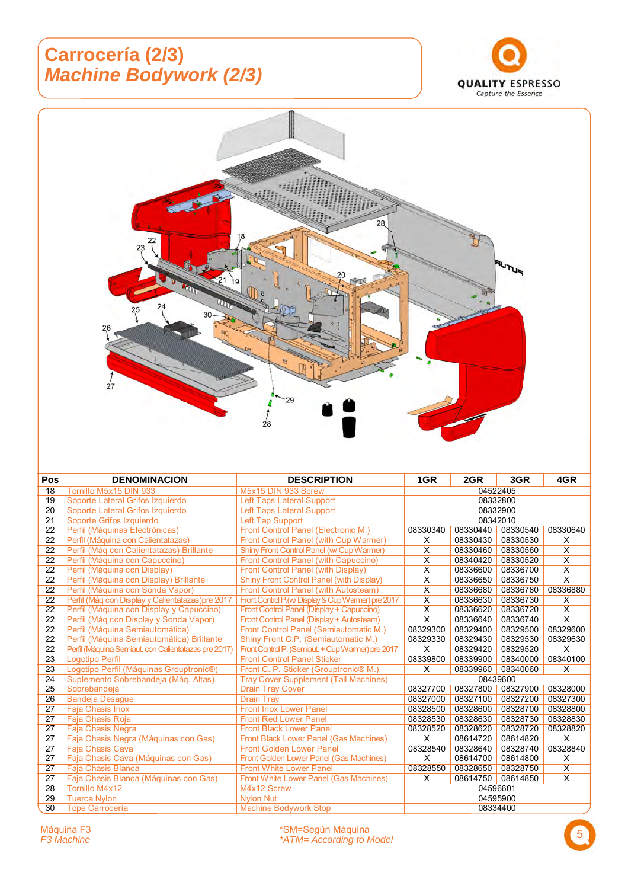# Carrocería (2/3)
## *Machine Bodywork (2/3)*

QUALITY ESPRESSO
Capture the Essence

| Pos | DENOMINACION | DESCRIPTION | 1GR | 2GR | 3GR | 4GR |
|---|---|---|---|---|---|---|
| 18 | Tornillo M5x15 DIN 933 | M5x15 DIN 933 Screw | 04522405 | | | |
| 19 | Soporte Lateral Grifos Izquierdo | Left Taps Lateral Support | 08332800 | | | |
| 20 | Soporte Lateral Grifos Izquierdo | Left Taps Lateral Support | 08332900 | | | |
| 21 | Soporte Grifos Izquierdo | Left Tap Support | 08342010 | | | |
| 22 | Perfil (Máquinas Electrónicas) | Front Control Panel (Electronic M.) | 08330340 | 08330440 | 08330540 | 08330640 |
| 22 | Perfil (Máquina con Calientatazas) | Front Control Panel (with Cup Warmer) | X | 08330430 | 08330530 | X |
| 22 | Perfil (Máq con Calientatazas) Brillante | Shiny Front Control Panel (w/ Cup Warmer) | X | 08330460 | 08330560 | X |
| 22 | Perfil (Máquina con Capuccino) | Front Control Panel (with Capuccino) | X | 08340420 | 08330520 | X |
| 22 | Perfil (Máq con Display) | Front Control Panel (with Display) | X | 08336600 | 08336700 | X |
| 22 | Perfil (Máquina con Display) Brillante | Shiny Front Control Panel (with Display) | X | 08336650 | 08336750 | X |
| 22 | Perfil (Máquina con Sonda Vapor) | Front Control Panel (with Autosteam) | X | 08336680 | 08336780 | 08336880 |
| 22 | Perfil (Máq con Display y Calientatazas)pre 2017 | Front Control P.(w/ Display & Cup Warmer) pre 2017 | X | 08336630 | 08336730 | X |
| 22 | Perfil (Máquina con Display y Capuccino) | Front Control Panel (Display + Capuccino) | X | 08336620 | 08336720 | X |
| 22 | Perfil (Máq con Display y Sonda Vapor) | Front Control Panel (Display + Autosteam) | X | 08336640 | 08336740 | X |
| 22 | Perfil (Máquina Semiautomática) | Front Control Panel (Semiautomatic M.) | 08329300 | 08329400 | 08329500 | 08329600 |
| 22 | Perfil (Máquina Semiautomática) Brillante | Shiny Front C.P. (Semiautomatic M.) | 08329330 | 08329430 | 08329530 | 08329630 |
| 22 | Perfil (Máquina Semiaut. con Calientatazas pre 2017) | Front Control P. (Semiaut. + Cup Warmer) pre 2017 | X | 08329420 | 08329520 | X |
| 23 | Logotipo Perfil | Front Control Panel Sticker | 08339800 | 08339900 | 08340000 | 08340100 |
| 23 | Logotipo Perfil (Máquinas Grouptronic®) | Front C. P. Sticker (Grouptronic® M.) | X | 08339960 | 08340060 | X |
| 24 | Suplemento Sobrebandeja (Máq. Altas) | Tray Cover Supplement (Tall Machines) | 08439600 | | | |
| 25 | Sobrebandeja | Drain Tray Cover | 08327700 | 08327800 | 08327900 | 08328000 |
| 26 | Bandeja Desagüe | Drain Tray | 08327000 | 08327100 | 08327200 | 08327300 |
| 27 | Faja Chasis Inox | Front Inox Lower Panel | 08328500 | 08328600 | 08328700 | 08328800 |
| 27 | Faja Chasis Roja | Front Red Lower Panel | 08328530 | 08328630 | 08328730 | 08328830 |
| 27 | Faja Chasis Negra | Front Black Lower Panel | 08328520 | 08328620 | 08328720 | 08328820 |
| 27 | Faja Chasis Negra (Máquinas con Gas) | Front Black Lower Panel (Gas Machines) | X | 08614720 | 08614820 | X |
| 27 | Faja Chasis Cava | Front Golden Lower Panel | 08328540 | 08328640 | 08328740 | 08328840 |
| 27 | Faja Chasis Cava (Máquinas con Gas) | Front Golden Lower Panel (Gas Machines) | X | 08614700 | 08614800 | X |
| 27 | Faja Chasis Blanca | Front White Lower Panel | 08328550 | 08328650 | 08328750 | X |
| 27 | Faja Chasis Blanca (Máquinas con Gas) | Front White Lower Panel (Gas Machines) | X | 08614750 | 08614850 | X |
| 28 | Tornillo M4x12 | M4x12 Screw | 04596601 | | | |
| 29 | Tuerca Nylon | Nylon Nut | 04595900 | | | |
| 30 | Tope Carrocería | Machine Bodywork Stop | 08334400 | | | |

Máquina F3
*F3 Machine*

*SM=Según Máquina
*ATM= According to Model*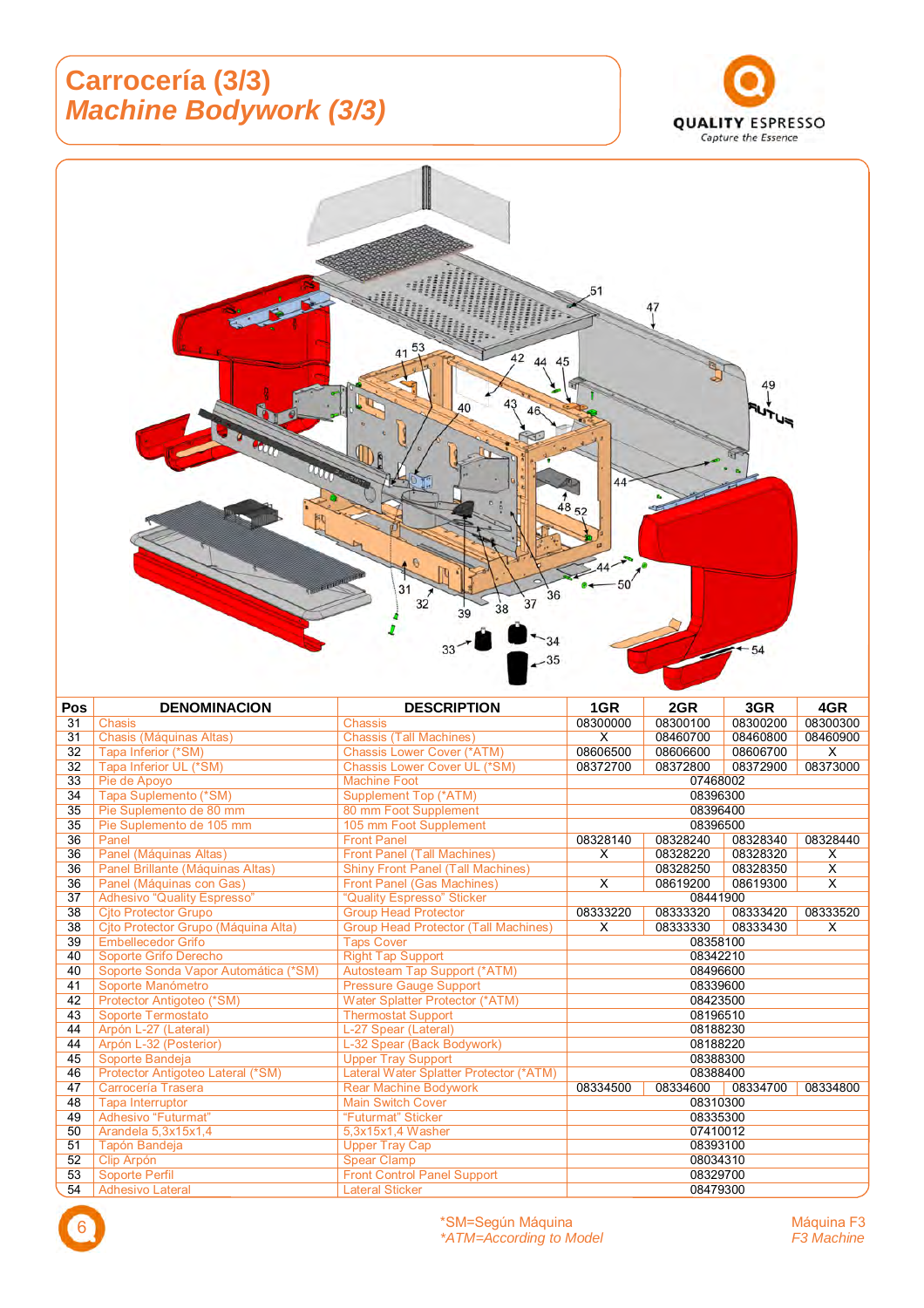# Carrocería (3/3)
## *Machine Bodywork (3/3)*

| Pos | DENOMINACION | DESCRIPTION | 1GR | 2GR | 3GR | 4GR |
|---|---|---|---|---|---|---|
| 31 | Chasis | Chassis | 08300000 | 08300100 | 08300200 | 08300300 |
| 31 | Chasis (Máquinas Altas) | Chassis (Tall Machines) | X | 08460700 | 08460800 | 08460900 |
| 32 | Tapa Inferior (*SM) | Chassis Lower Cover (*ATM) | 08606500 | 08606600 | 08606700 | X |
| 32 | Tapa Inferior UL (*SM) | Chassis Lower Cover UL (*SM) | 08372700 | 08372800 | 08372900 | 08373000 |
| 33 | Pie de Apoyo | Machine Foot | 07468002 | | | |
| 34 | Tapa Suplemento (*SM) | Supplement Top (*ATM) | 08396300 | | | |
| 35 | Pie Suplemento de 80 mm | 80 mm Foot Supplement | 08396400 | | | |
| 35 | Pie Suplemento de 105 mm | 105 mm Foot Supplement | 08396500 | | | |
| 36 | Panel | Front Panel | 08328140 | 08328240 | 08328340 | 08328440 |
| 36 | Panel (Máquinas Altas) | Front Panel (Tall Machines) | X | 08328220 | 08328320 | X |
| 36 | Panel Brillante (Máquinas Altas) | Shiny Front Panel (Tall Machines) | | 08328250 | 08328350 | X |
| 36 | Panel (Máquinas con Gas) | Front Panel (Gas Machines) | X | 08619200 | 08619300 | X |
| 37 | Adhesivo "Quality Espresso" | "Quality Espresso" Sticker | 08441900 | | | |
| 38 | Cjto Protector Grupo | Group Head Protector | 08333220 | 08333320 | 08333420 | 08333520 |
| 38 | Cjto Protector Grupo (Máquina Alta) | Group Head Protector (Tall Machines) | X | 08333330 | 08333430 | X |
| 39 | Embellecedor Grifo | Taps Cover | 08358100 | | | |
| 40 | Soporte Grifo Derecho | Right Tap Support | 08342210 | | | |
| 40 | Soporte Sonda Vapor Automática (*SM) | Autosteam Tap Support (*ATM) | 08496600 | | | |
| 41 | Soporte Manómetro | Pressure Gauge Support | 08339600 | | | |
| 42 | Protector Antigoteo (*SM) | Water Splatter Protector (*ATM) | 08423500 | | | |
| 43 | Soporte Termostato | Thermostat Support | 08196510 | | | |
| 44 | Arpón L-27 (Lateral) | L-27 Spear (Lateral) | 08188230 | | | |
| 44 | Arpón L-32 (Posterior) | L-32 Spear (Back Bodywork) | 08188220 | | | |
| 45 | Soporte Bandeja | Upper Tray Support | 08388300 | | | |
| 46 | Protector Antigoteo Lateral (*SM) | Lateral Water Splatter Protector (*ATM) | 08388400 | | | |
| 47 | Carrocería Trasera | Rear Machine Bodywork | 08334500 | 08334600 | 08334700 | 08334800 |
| 48 | Tapa Interruptor | Main Switch Cover | 08310300 | | | |
| 49 | Adhesivo "Futurmat" | "Futurmat" Sticker | 08335300 | | | |
| 50 | Arandela 5,3x15x1,4 | 5,3x15x1,4 Washer | 07410012 | | | |
| 51 | Tapón Bandeja | Upper Tray Cap | 08393100 | | | |
| 52 | Clip Arpón | Spear Clamp | 08034310 | | | |
| 53 | Soporte Perfil | Front Control Panel Support | 08329700 | | | |
| 54 | Adhesivo Lateral | Lateral Sticker | 08479300 | | | |

*SM=Según Máquina
*\*ATM=According to Model*

Máquina F3
*F3 Machine*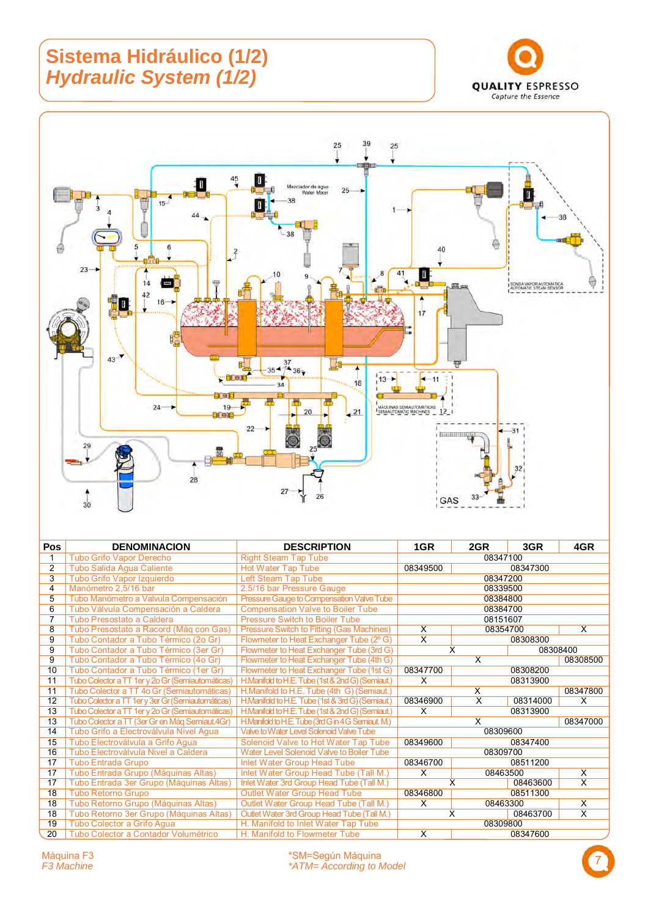# Sistema Hidráulico (1/2)

## *Hydraulic System (1/2)*

| Pos | DENOMINACION | DESCRIPTION | 1GR | 2GR | 3GR | 4GR |
|---|---|---|---|---|---|---|
| 1 | Tubo Grifo Vapor Derecho | Right Steam Tap Tube | 08347100 | | | |
| 2 | Tubo Salida Agua Caliente | Hot Water Tap Tube | 08349500 | 08347300 | | |
| 3 | Tubo Grifo Vapor Izquierdo | Left Steam Tap Tube | 08347200 | | | |
| 4 | Manómetro 2,5/16 bar | 2.5/16 bar Pressure Gauge | 08339500 | | | |
| 5 | Tubo Manómetro a Valvula Compensación | Pressure Gauge to Compensation Valve Tube | 08384800 | | | |
| 6 | Tubo Válvula Compensación a Caldera | Compensation Valve to Boiler Tube | 08384700 | | | |
| 7 | Tubo Presostato a Caldera | Pressure Switch to Boiler Tube | 08151607 | | | |
| 8 | Tubo Presostato a Racord (Máq con Gas) | Pressure Switch to Fitting (Gas Machines) | X | 08354700 | | X |
| 9 | Tubo Contador a Tubo Térmico (2o Gr) | Flowmeter to Heat Exchanger Tube (2º G) | X | 08308300 | | |
| 9 | Tubo Contador a Tubo Térmico (3er Gr) | Flowmeter to Heat Exchanger Tube (3rd G) | X | X | 08308400 | |
| 9 | Tubo Contador a Tubo Térmico (4o Gr) | Flowmeter to Heat Exchanger Tube (4th G) | X | X | X | 08308500 |
| 10 | Tubo Contador a Tubo Térmico (1er Gr) | Flowmeter to Heat Exchanger Tube (1st G) | 08347700 | 08308200 | | |
| 11 | Tubo Colector a TT 1er y 2o Gr (Semiautomáticas) | H.Manifold to H.E. Tube (1st & 2nd G) (Semiaut.) | X | 08313900 | | |
| 11 | Tubo Colector a TT 4o Gr (Semiautomáticas) | H.Manifold to H.E. Tube (4th G) (Semiaut.) | X | X | X | 08347800 |
| 12 | Tubo Colector a TT 1er y 3er Gr (Semiautomáticas) | H.Manifold to H.E. Tube (1st & 3rd G) (Semiaut.) | 08346900 | X | 08314000 | X |
| 13 | Tubo Colector a TT 1er y 2o Gr (Semiautomáticas) | H.Manifold to H.E. Tube (1st & 2nd G) (Semiaut.) | X | 08313900 | | |
| 13 | Tubo Colector a TT (3er Gr en Máq Semiaut.4Gr) | H.Manifold to H.E. Tube (3rd G in 4G Semiaut. M.) | X | X | X | 08347000 |
| 14 | Tubo Grifo a Electroválvula Nivel Agua | Valve to Water Level Solenoid Valve Tube | 08309600 | | | |
| 15 | Tubo Electroválvula a Grifo Agua | Solenoid Valve to Hot Water Tap Tube | 08349600 | 08347400 | | |
| 16 | Tubo Electroválvula Nivel a Caldera | Water Level Solenoid Valve to Boiler Tube | 08309700 | | | |
| 17 | Tubo Entrada Grupo | Inlet Water Group Head Tube | 08346700 | 08511200 | | |
| 17 | Tubo Entrada Grupo (Máquinas Altas) | Inlet Water Group Head Tube (Tall M.) | X | 08463500 | | X |
| 17 | Tubo Entrada 3er Grupo (Máquinas Altas) | Inlet Water 3rd Group Head Tube (Tall M.) | X | X | 08463600 | X |
| 18 | Tubo Retorno Grupo | Outlet Water Group Head Tube | 08346800 | 08511300 | | |
| 18 | Tubo Retorno Grupo (Máquinas Altas) | Outlet Water Group Head Tube (Tall M.) | X | 08463300 | | X |
| 18 | Tubo Retorno 3er Grupo (Máquinas Altas) | Outlet Water 3rd Group Head Tube (Tall M.) | X | X | 08463700 | X |
| 19 | Tubo Colector a Grifo Agua | H. Manifold to Inlet Water Tap Tube | 08309800 | | | |
| 20 | Tubo Colector a Contador Volumétrico | H. Manifold to Flowmeter Tube | X | 08347600 | | |

Máquina F3
*F3 Machine*

*SM=Según Máquina
*\*ATM= According to Model*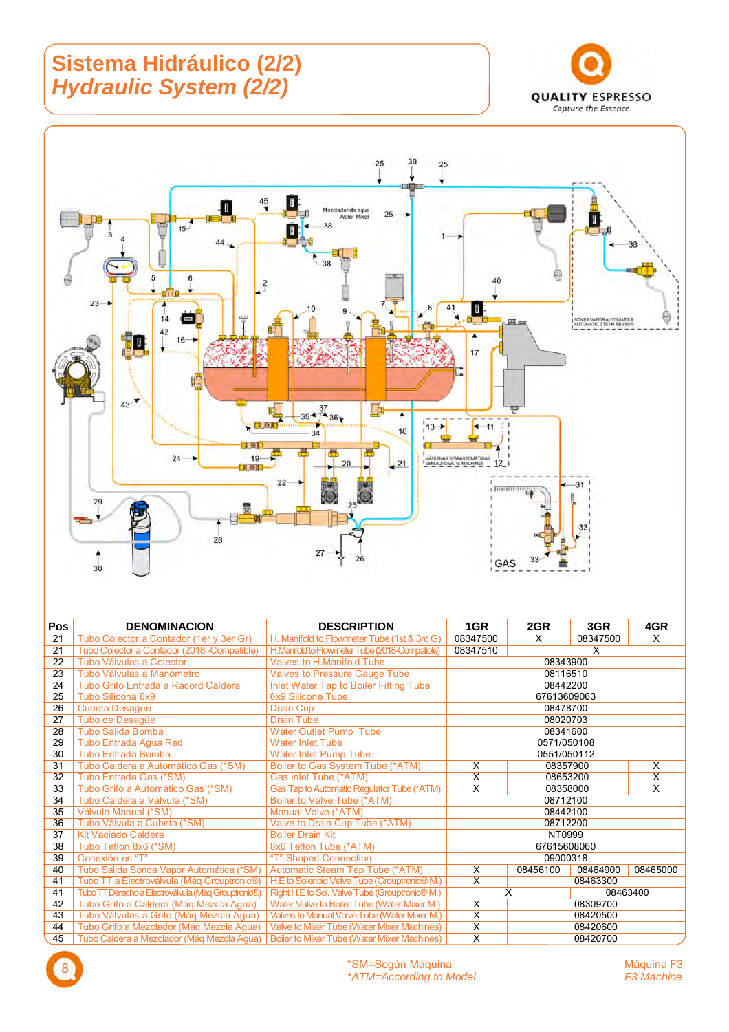# Sistema Hidráulico (2/2)

## *Hydraulic System (2/2)*

| Pos | DENOMINACION | DESCRIPTION | 1GR | 2GR | 3GR | 4GR |
|---|---|---|---|---|---|---|
| 21 | Tubo Colector a Contador (1er y 3er Gr) | H. Manifold to Flowmeter Tube (1st & 3rd G) | 08347500 | X | 08347500 | X |
| 21 | Tubo Colector a Contador (2018 -Compatible) | H.Manifold to Flowmeter Tube (2018-Compatible) | 08347510 | | X | |
| 22 | Tubo Válvulas a Colector | Valves to H.Manifold Tube | 08343900 | | | |
| 23 | Tubo Válvulas a Manómetro | Valves to Pressure Gauge Tube | 08116510 | | | |
| 24 | Tubo Grifo Entrada a Racord Caldera | Inlet Water Tap to Boiler Fitting Tube | 08442200 | | | |
| 25 | Tubo Silicona 6x9 | 6x9 Silicone Tube | 67613609063 | | | |
| 26 | Cubeta Desagüe | Drain Cup | 08478700 | | | |
| 27 | Tubo de Desagüe | Drain Tube | 08020703 | | | |
| 28 | Tubo Salida Bomba | Water Outlet Pump Tube | 08341600 | | | |
| 29 | Tubo Entrada Agua Red | Water Inlet Tube | 0571/050108 | | | |
| 30 | Tubo Entrada Bomba | Water Inlet Pump Tube | 0551/050112 | | | |
| 31 | Tubo Caldera a Automático Gas (*SM) | Boiler to Gas System Tube (*ATM) | X | 08357900 | | X |
| 32 | Tubo Entrada Gas (*SM) | Gas Inlet Tube (*ATM) | X | 08653200 | | X |
| 33 | Tubo Grifo a Automático Gas (*SM) | Gas Tap to Automatic Regulator Tube (*ATM) | X | 08358000 | | X |
| 34 | Tubo Caldera a Válvula (*SM) | Boiler to Valve Tube (*ATM) | 08712100 | | | |
| 35 | Válvula Manual (*SM) | Manual Valve (*ATM) | 08442100 | | | |
| 36 | Tubo Válvula a Cubeta (*SM) | Valve to Drain Cup Tube (*ATM) | 08712200 | | | |
| 37 | Kit Vaciado Caldera | Boiler Drain Kit | NT0999 | | | |
| 38 | Tubo Teflón 8x6 (*SM) | 8x6 Teflon Tube (*ATM) | 67615608060 | | | |
| 39 | Conexión en “T” | “T”-Shaped Connection | 09000318 | | | |
| 40 | Tubo Salida Sonda Vapor Automática (*SM) | Automatic Steam Tap Tube (*ATM) | X | 08456100 | 08464900 | 08465000 |
| 41 | Tubo TT a Electroválvula (Máq Grouptronic®) | H.E to Solenoid Valve Tube (Grouptronic® M.) | X | 08463300 | | |
| 41 | Tubo TT Derecho a Electroválvula (Máq Grouptronic®) | Right H.E to Sol. Valve Tube (Grouptronic® M.) | X | | 08463400 | |
| 42 | Tubo Grifo a Caldera (Máq Mezcla Agua) | Water Valve to Boiler Tube (Water Mixer M.) | X | 08309700 | | |
| 43 | Tubo Válvulas a Grifo (Máq Mezcla Agua) | Valves to Manual Valve Tube (Water Mixer M.) | X | 08420500 | | |
| 44 | Tubo Grifo a Mezclador (Máq Mezcla Agua) | Valve to Mixer Tube (Water Mixer Machines) | X | 08420600 | | |
| 45 | Tubo Caldera a Mezclador (Máq Mezcla Agua) | Boiler to Mixer Tube (Water Mixer Machines) | X | 08420700 | | |

*SM=Según Máquina
*\*ATM=According to Model*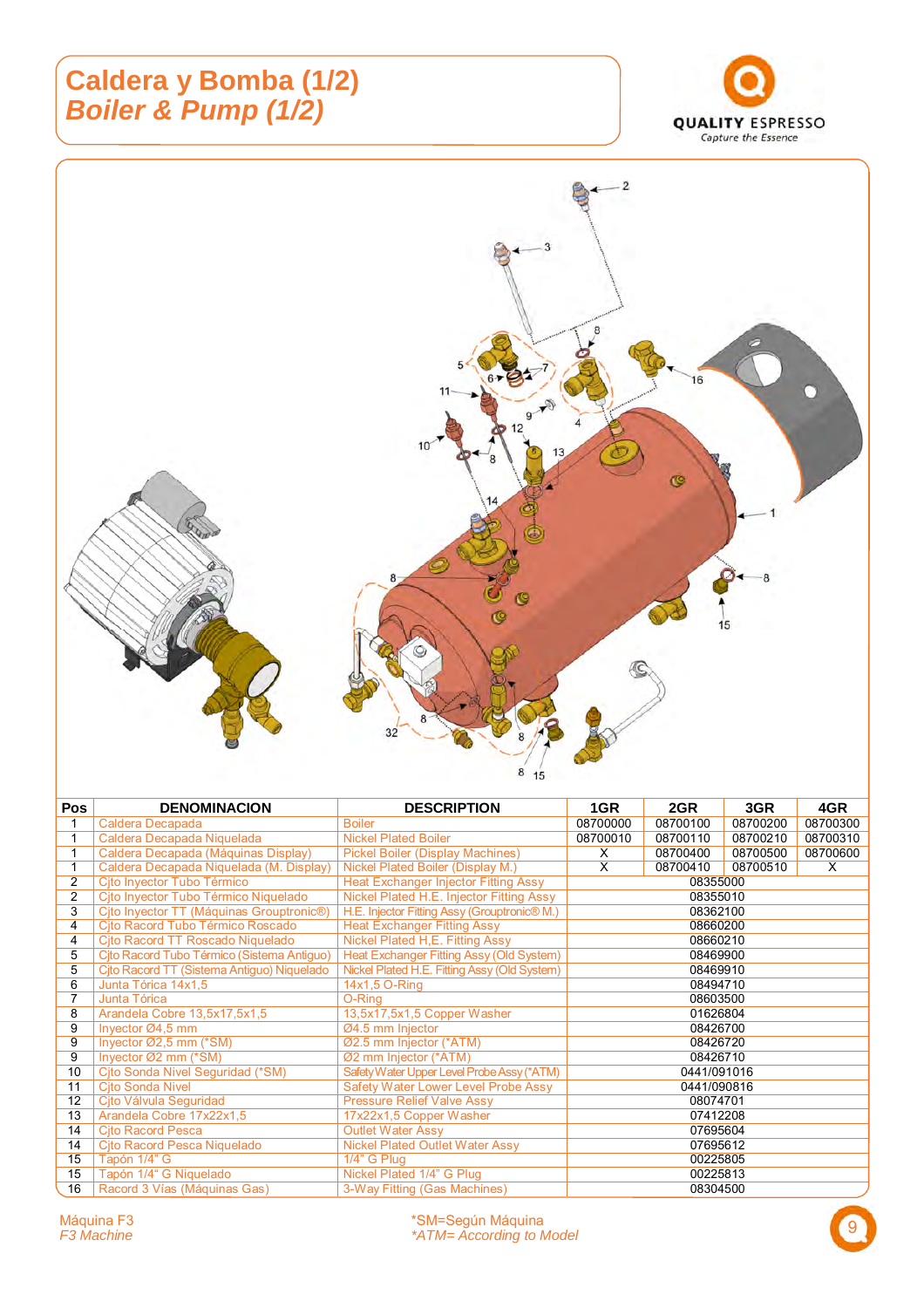# Caldera y Bomba (1/2)
# *Boiler & Pump (1/2)*

| Pos | DENOMINACION | DESCRIPTION | 1GR | 2GR | 3GR | 4GR |
|---|---|---|---|---|---|---|
| 1 | Caldera Decapada | Boiler | 08700000 | 08700100 | 08700200 | 08700300 |
| 1 | Caldera Decapada Niquelada | Nickel Plated Boiler | 08700010 | 08700110 | 08700210 | 08700310 |
| 1 | Caldera Decapada (Máquinas Display) | Pickel Boiler (Display Machines) | X | 08700400 | 08700500 | 08700600 |
| 1 | Caldera Decapada Niquelada (M. Display) | Nickel Plated Boiler (Display M.) | X | 08700410 | 08700510 | X |
| 2 | Cjto Inyector Tubo Térmico | Heat Exchanger Injector Fitting Assy | 08355000 | | | |
| 2 | Cjto Inyector Tubo Térmico Niquelado | Nickel Plated H.E. Injector Fitting Assy | 08355010 | | | |
| 3 | Cjto Inyector TT (Máquinas Grouptronic®) | H.E. Injector Fitting Assy (Grouptronic® M.) | 08362100 | | | |
| 4 | Cjto Racord Tubo Térmico Roscado | Heat Exchanger Fitting Assy | 08660200 | | | |
| 4 | Cjto Racord TT Roscado Niquelado | Nickel Plated H,E. Fitting Assy | 08660210 | | | |
| 5 | Cjto Racord Tubo Térmico (Sistema Antiguo) | Heat Exchanger Fitting Assy (Old System) | 08469900 | | | |
| 5 | Cjto Racord TT (Sistema Antiguo) Niquelado | Nickel Plated H.E. Fitting Assy (Old System) | 08469910 | | | |
| 6 | Junta Tórica 14x1,5 | 14x1,5 O-Ring | 08494710 | | | |
| 7 | Junta Tórica | O-Ring | 08603500 | | | |
| 8 | Arandela Cobre 13,5x17,5x1,5 | 13,5x17,5x1,5 Copper Washer | 01626804 | | | |
| 9 | Inyector Ø4,5 mm | Ø4.5 mm Injector | 08426700 | | | |
| 9 | Inyector Ø2,5 mm (*SM) | Ø2.5 mm Injector (*ATM) | 08426720 | | | |
| 9 | Inyector Ø2 mm (*SM) | Ø2 mm Injector (*ATM) | 08426710 | | | |
| 10 | Cjto Sonda Nivel Seguridad (*SM) | Safety Water Upper Level Probe Assy (*ATM) | 0441/091016 | | | |
| 11 | Cjto Sonda Nivel | Safety Water Lower Level Probe Assy | 0441/090816 | | | |
| 12 | Cjto Válvula Seguridad | Pressure Relief Valve Assy | 08074701 | | | |
| 13 | Arandela Cobre 17x22x1,5 | 17x22x1,5 Copper Washer | 07412208 | | | |
| 14 | Cjto Racord Pesca | Outlet Water Assy | 07695604 | | | |
| 14 | Cjto Racord Pesca Niquelado | Nickel Plated Outlet Water Assy | 07695612 | | | |
| 15 | Tapón 1/4" G | 1/4" G Plug | 00225805 | | | |
| 15 | Tapón 1/4" G Niquelado | Nickel Plated 1/4" G Plug | 00225813 | | | |
| 16 | Racord 3 Vías (Máquinas Gas) | 3-Way Fitting (Gas Machines) | 08304500 | | | |

Máquina F3
*F3 Machine*

*SM=Según Máquina
*\*ATM= According to Model*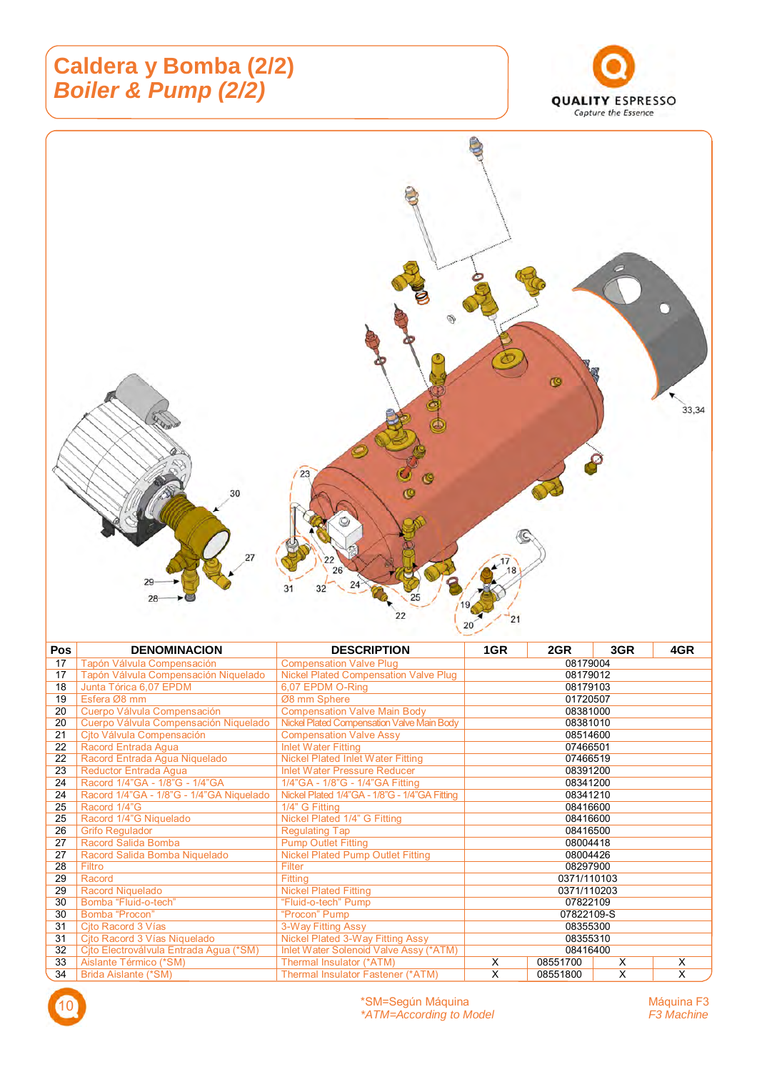# Caldera y Bomba (2/2)
## *Boiler & Pump (2/2)*

| Pos | DENOMINACION | DESCRIPTION | 1GR | 2GR | 3GR | 4GR |
|---|---|---|---|---|---|---|
| 17 | Tapón Válvula Compensación | Compensation Valve Plug | | 08179004 | | |
| 17 | Tapón Válvula Compensación Niquelado | Nickel Plated Compensation Valve Plug | | 08179012 | | |
| 18 | Junta Tórica 6,07 EPDM | 6,07 EPDM O-Ring | | 08179103 | | |
| 19 | Esfera Ø8 mm | Ø8 mm Sphere | | 01720507 | | |
| 20 | Cuerpo Válvula Compensación | Compensation Valve Main Body | | 08381000 | | |
| 20 | Cuerpo Válvula Compensación Niquelado | Nickel Plated Compensation Valve Main Body | | 08381010 | | |
| 21 | Cjto Válvula Compensación | Compensation Valve Assy | | 08514600 | | |
| 22 | Racord Entrada Agua | Inlet Water Fitting | | 07466501 | | |
| 22 | Racord Entrada Agua Niquelado | Nickel Plated Inlet Water Fitting | | 07466519 | | |
| 23 | Reductor Entrada Agua | Inlet Water Pressure Reducer | | 08391200 | | |
| 24 | Racord 1/4"GA - 1/8"G - 1/4"GA | 1/4"GA - 1/8"G - 1/4"GA Fitting | | 08341200 | | |
| 24 | Racord 1/4"GA - 1/8"G - 1/4"GA Niquelado | Nickel Plated 1/4"GA - 1/8"G - 1/4"GA Fitting | | 08341210 | | |
| 25 | Racord 1/4"G | 1/4" G Fitting | | 08416600 | | |
| 25 | Racord 1/4"G Niquelado | Nickel Plated 1/4" G Fitting | | 08416600 | | |
| 26 | Grifo Regulador | Regulating Tap | | 08416500 | | |
| 27 | Racord Salida Bomba | Pump Outlet Fitting | | 08004418 | | |
| 27 | Racord Salida Bomba Niquelado | Nickel Plated Pump Outlet Fitting | | 08004426 | | |
| 28 | Filtro | Filter | | 08297900 | | |
| 29 | Racord | Fitting | | 0371/110103 | | |
| 29 | Racord Niquelado | Nickel Plated Fitting | | 0371/110203 | | |
| 30 | Bomba "Fluid-o-tech" | "Fluid-o-tech" Pump | | 07822109 | | |
| 30 | Bomba "Procon" | "Procon" Pump | | 07822109-S | | |
| 31 | Cjto Racord 3 Vías | 3-Way Fitting Assy | | 08355300 | | |
| 31 | Cjto Racord 3 Vías Niquelado | Nickel Plated 3-Way Fitting Assy | | 08355310 | | |
| 32 | Cjto Electroválvula Entrada Agua (*SM) | Inlet Water Solenoid Valve Assy (*ATM) | | 08416400 | | |
| 33 | Aislante Térmico (*SM) | Thermal Insulator (*ATM) | X | 08551700 | X | X |
| 34 | Brida Aislante (*SM) | Thermal Insulator Fastener (*ATM) | X | 08551800 | X | X |

*SM=Según Máquina
*ATM=According to Model

Máquina F3
*F3 Machine*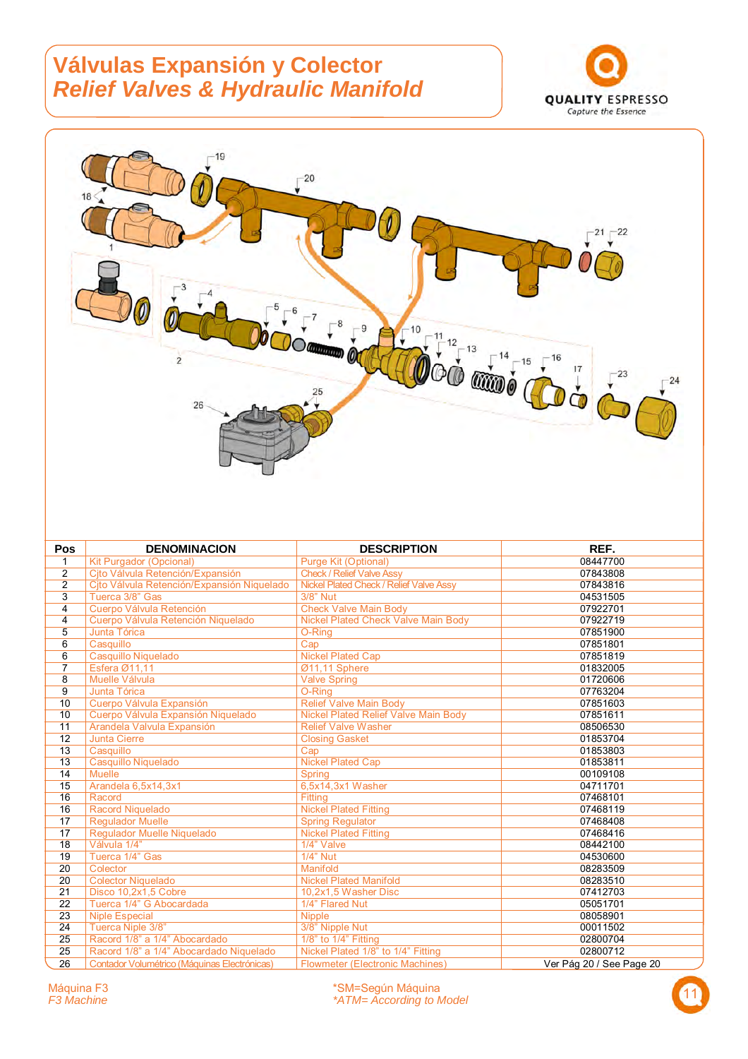# Válvulas Expansión y Colector
## *Relief Valves & Hydraulic Manifold*

| Pos | DENOMINACION | DESCRIPTION | REF. |
|---|---|---|---|
| 1 | Kit Purgador (Opcional) | Purge Kit (Optional) | 08447700 |
| 2 | Cjto Válvula Retención/Expansión | Check / Relief Valve Assy | 07843808 |
| 2 | Cjto Válvula Retención/Expansión Niquelado | Nickel Plated Check / Relief Valve Assy | 07843816 |
| 3 | Tuerca 3/8" Gas | 3/8" Nut | 04531505 |
| 4 | Cuerpo Válvula Retención | Check Valve Main Body | 07922701 |
| 4 | Cuerpo Válvula Retención Niquelado | Nickel Plated Check Valve Main Body | 07922719 |
| 5 | Junta Tórica | O-Ring | 07851900 |
| 6 | Casquillo | Cap | 07851801 |
| 6 | Casquillo Niquelado | Nickel Plated Cap | 07851819 |
| 7 | Esfera Ø11,11 | Ø11,11 Sphere | 01832005 |
| 8 | Muelle Válvula | Valve Spring | 01720606 |
| 9 | Junta Tórica | O-Ring | 07763204 |
| 10 | Cuerpo Válvula Expansión | Relief Valve Main Body | 07851603 |
| 10 | Cuerpo Válvula Expansión Niquelado | Nickel Plated Relief Valve Main Body | 07851611 |
| 11 | Arandela Valvula Expansión | Relief Valve Washer | 08506530 |
| 12 | Junta Cierre | Closing Gasket | 01853704 |
| 13 | Casquillo | Cap | 01853803 |
| 13 | Casquillo Niquelado | Nickel Plated Cap | 01853811 |
| 14 | Muelle | Spring | 00109108 |
| 15 | Arandela 6,5x14,3x1 | 6,5x14,3x1 Washer | 04711701 |
| 16 | Racord | Fitting | 07468101 |
| 16 | Racord Niquelado | Nickel Plated Fitting | 07468119 |
| 17 | Regulador Muelle | Spring Regulator | 07468408 |
| 17 | Regulador Muelle Niquelado | Nickel Plated Fitting | 07468416 |
| 18 | Válvula 1/4" | 1/4" Valve | 08442100 |
| 19 | Tuerca 1/4" Gas | 1/4" Nut | 04530600 |
| 20 | Colector | Manifold | 08283509 |
| 20 | Colector Niquelado | Nickel Plated Manifold | 08283510 |
| 21 | Disco 10,2x1,5 Cobre | 10,2x1,5 Washer Disc | 07412703 |
| 22 | Tuerca 1/4" G Abocardada | 1/4" Flared Nut | 05051701 |
| 23 | Niple Especial | Nipple | 08058901 |
| 24 | Tuerca Niple 3/8" | 3/8" Nipple Nut | 00011502 |
| 25 | Racord 1/8" a 1/4" Abocardado | 1/8" to 1/4" Fitting | 02800704 |
| 25 | Racord 1/8" a 1/4" Abocardado Niquelado | Nickel Plated 1/8" to 1/4" Fitting | 02800712 |
| 26 | Contador Volumétrico (Máquinas Electrónicas) | Flowmeter (Electronic Machines) | Ver Pág 20 / See Page 20 |

Máquina F3
*F3 Machine*

*SM=Según Máquina
*\*ATM= According to Model*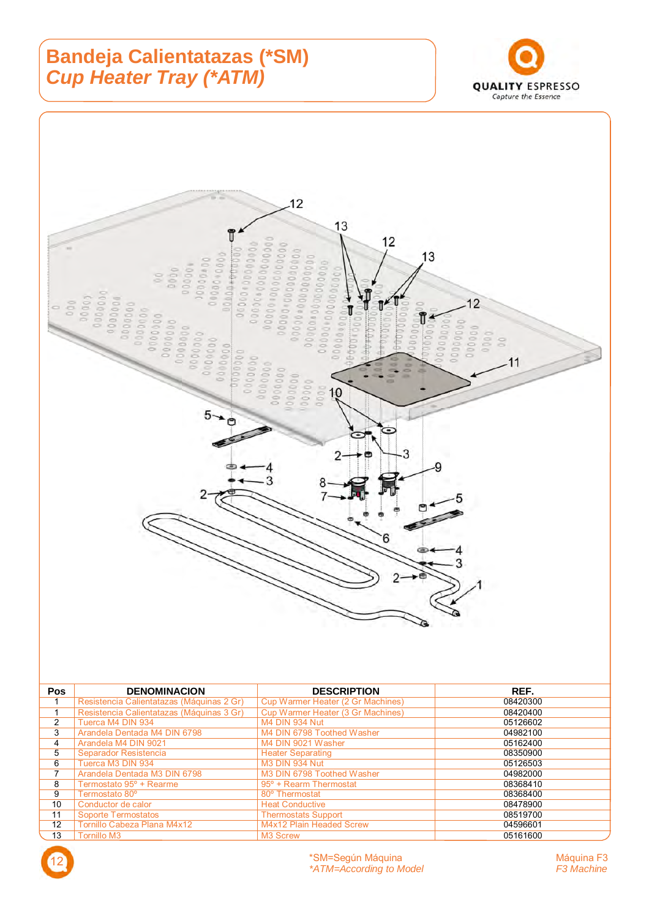# Bandeja Calientatazas (*SM)
## *Cup Heater Tray (*ATM)*

| Pos | DENOMINACION | DESCRIPTION | REF. |
|---|---|---|---|
| 1 | Resistencia Calientatazas (Máquinas 2 Gr) | Cup Warmer Heater (2 Gr Machines) | 08420300 |
| 1 | Resistencia Calientatazas (Máquinas 3 Gr) | Cup Warmer Heater (3 Gr Machines) | 08420400 |
| 2 | Tuerca M4 DIN 934 | M4 DIN 934 Nut | 05126602 |
| 3 | Arandela Dentada M4 DIN 6798 | M4 DIN 6798 Toothed Washer | 04982100 |
| 4 | Arandela M4 DIN 9021 | M4 DIN 9021 Washer | 05162400 |
| 5 | Separador Resistencia | Heater Separating | 08350900 |
| 6 | Tuerca M3 DIN 934 | M3 DIN 934 Nut | 05126503 |
| 7 | Arandela Dentada M3 DIN 6798 | M3 DIN 6798 Toothed Washer | 04982000 |
| 8 | Termostato 95º + Rearme | 95º + Rearm Thermostat | 08368410 |
| 9 | Termostato 80º | 80º Thermostat | 08368400 |
| 10 | Conductor de calor | Heat Conductive | 08478900 |
| 11 | Soporte Termostatos | Thermostats Support | 08519700 |
| 12 | Tornillo Cabeza Plana M4x12 | M4x12 Plain Headed Screw | 04596601 |
| 13 | Tornillo M3 | M3 Screw | 05161600 |

*SM=Según Máquina
*\*ATM=According to Model*

Máquina F3
*F3 Machine*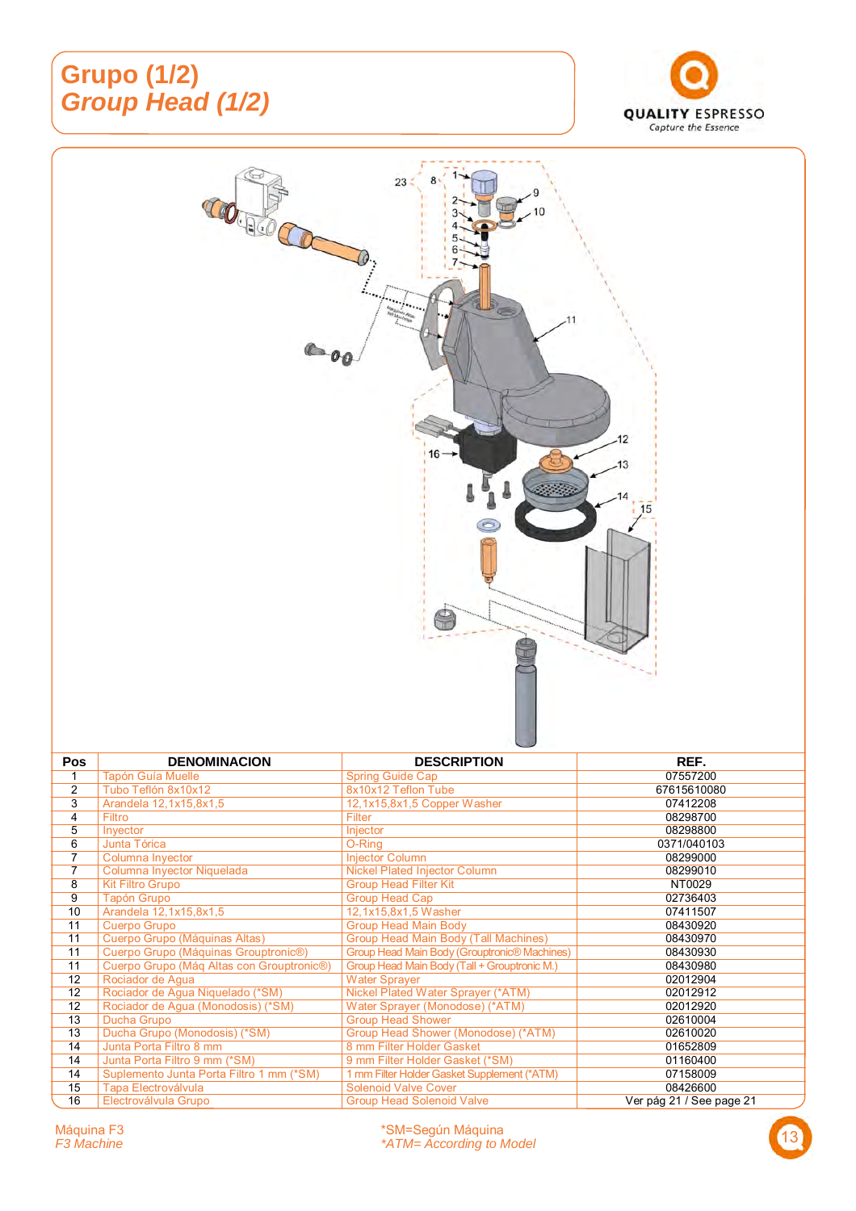# Grupo (1/2)
# *Group Head (1/2)*

QUALITY ESPRESSO
Capture the Essence

| Pos | DENOMINACION | DESCRIPTION | REF. |
|---|---|---|---|
| 1 | Tapón Guía Muelle | Spring Guide Cap | 07557200 |
| 2 | Tubo Teflón 8x10x12 | 8x10x12 Teflon Tube | 67615610080 |
| 3 | Arandela 12,1x15,8x1,5 | 12,1x15,8x1,5 Copper Washer | 07412208 |
| 4 | Filtro | Filter | 08298700 |
| 5 | Inyector | Injector | 08298800 |
| 6 | Junta Tórica | O-Ring | 0371/040103 |
| 7 | Columna Inyector | Injector Column | 08299000 |
| 7 | Columna Inyector Niquelada | Nickel Plated Injector Column | 08299010 |
| 8 | Kit Filtro Grupo | Group Head Filter Kit | NT0029 |
| 9 | Tapón Grupo | Group Head Cap | 02736403 |
| 10 | Arandela 12,1x15,8x1,5 | 12,1x15,8x1,5 Washer | 07411507 |
| 11 | Cuerpo Grupo | Group Head Main Body | 08430920 |
| 11 | Cuerpo Grupo (Máquinas Altas) | Group Head Main Body (Tall Machines) | 08430970 |
| 11 | Cuerpo Grupo (Máquinas Grouptronic®) | Group Head Main Body (Grouptronic® Machines) | 08430930 |
| 11 | Cuerpo Grupo (Máq Altas con Grouptronic®) | Group Head Main Body (Tall + Grouptronic M.) | 08430980 |
| 12 | Rociador de Agua | Water Sprayer | 02012904 |
| 12 | Rociador de Agua Niquelado (*SM) | Nickel Plated Water Sprayer (*ATM) | 02012912 |
| 12 | Rociador de Agua (Monodosis) (*SM) | Water Sprayer (Monodose) (*ATM) | 02012920 |
| 13 | Ducha Grupo | Group Head Shower | 02610004 |
| 13 | Ducha Grupo (Monodosis) (*SM) | Group Head Shower (Monodose) (*ATM) | 02610020 |
| 14 | Junta Porta Filtro 8 mm | 8 mm Filter Holder Gasket | 01652809 |
| 14 | Junta Porta Filtro 9 mm (*SM) | 9 mm Filter Holder Gasket (*SM) | 01160400 |
| 14 | Suplemento Junta Porta Filtro 1 mm (*SM) | 1 mm Filter Holder Gasket Supplement (*ATM) | 07158009 |
| 15 | Tapa Electroválvula | Solenoid Valve Cover | 08426600 |
| 16 | Electroválvula Grupo | Group Head Solenoid Valve | Ver pág 21 / See page 21 |

Máquina F3
*F3 Machine*

*SM=Según Máquina
*ATM= According to Model*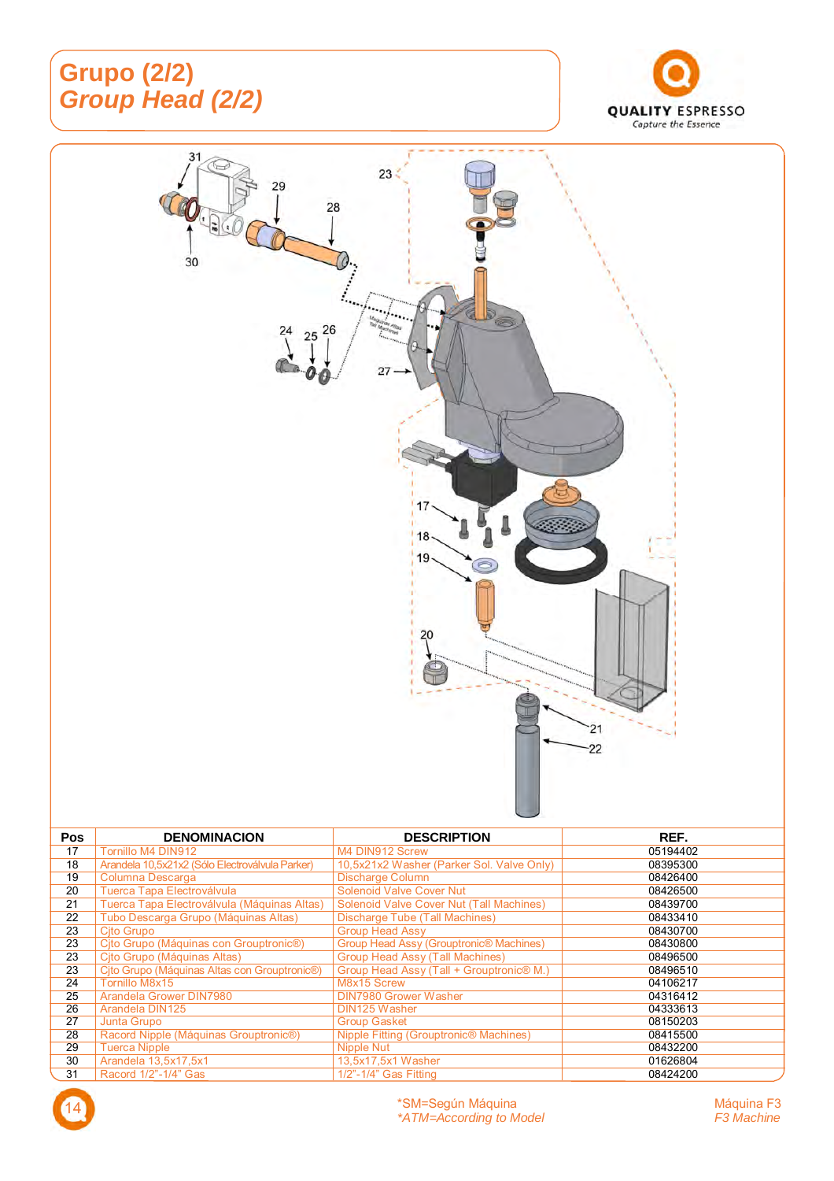# Grupo (2/2)
# *Group Head (2/2)*

| Pos | DENOMINACION | DESCRIPTION | REF. |
|---|---|---|---|
| 17 | Tornillo M4 DIN912 | M4 DIN912 Screw | 05194402 |
| 18 | Arandela 10,5x21x2 (Sólo Electroválvula Parker) | 10,5x21x2 Washer (Parker Sol. Valve Only) | 08395300 |
| 19 | Columna Descarga | Discharge Column | 08426400 |
| 20 | Tuerca Tapa Electroválvula | Solenoid Valve Cover Nut | 08426500 |
| 21 | Tuerca Tapa Electroválvula (Máquinas Altas) | Solenoid Valve Cover Nut (Tall Machines) | 08439700 |
| 22 | Tubo Descarga Grupo (Máquinas Altas) | Discharge Tube (Tall Machines) | 08433410 |
| 23 | Cjto Grupo | Group Head Assy | 08430700 |
| 23 | Cjto Grupo (Máquinas con Grouptronic®) | Group Head Assy (Grouptronic® Machines) | 08430800 |
| 23 | Cjto Grupo (Máquinas Altas) | Group Head Assy (Tall Machines) | 08496500 |
| 23 | Cjto Grupo (Máquinas Altas con Grouptronic®) | Group Head Assy (Tall + Grouptronic® M.) | 08496510 |
| 24 | Tornillo M8x15 | M8x15 Screw | 04106217 |
| 25 | Arandela Grower DIN7980 | DIN7980 Grower Washer | 04316412 |
| 26 | Arandela DIN125 | DIN125 Washer | 04333613 |
| 27 | Junta Grupo | Group Gasket | 08150203 |
| 28 | Racord Nipple (Máquinas Grouptronic®) | Nipple Fitting (Grouptronic® Machines) | 08415500 |
| 29 | Tuerca Nipple | Nipple Nut | 08432200 |
| 30 | Arandela 13,5x17,5x1 | 13,5x17,5x1 Washer | 01626804 |
| 31 | Racord 1/2"-1/4" Gas | 1/2"-1/4" Gas Fitting | 08424200 |

*SM=Según Máquina
*\*ATM=According to Model*

Máquina F3
*F3 Machine*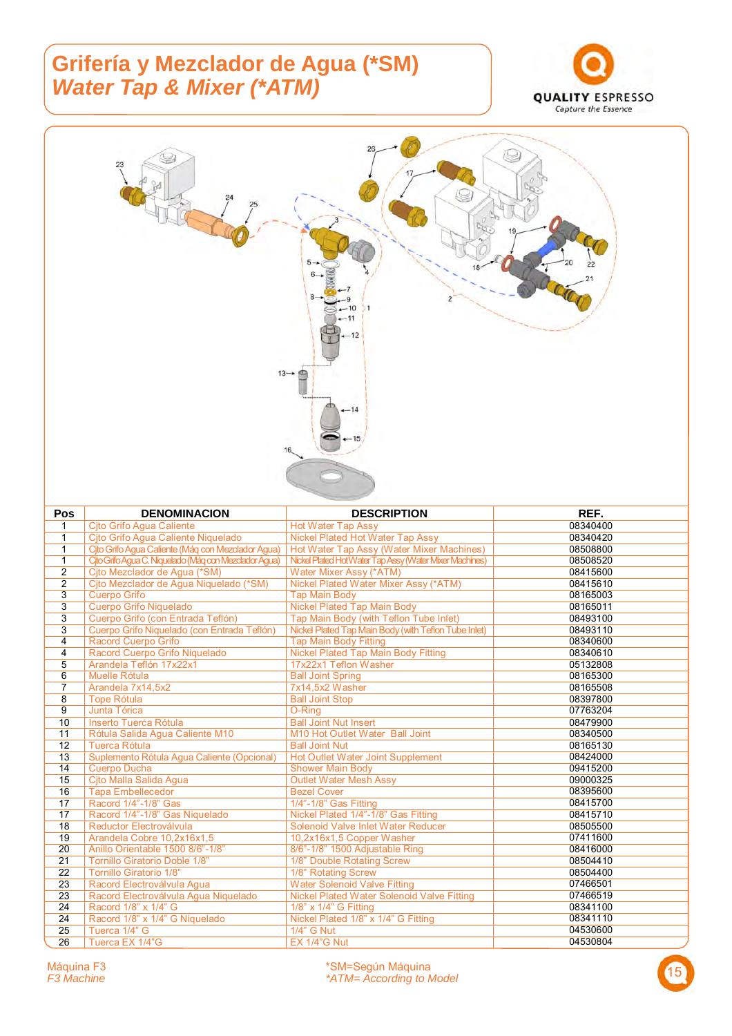# Grifería y Mezclador de Agua (*SM)
## *Water Tap & Mixer (*ATM)*

| Pos | DENOMINACION | DESCRIPTION | REF. |
|---|---|---|---|
| 1 | Cjto Grifo Agua Caliente | Hot Water Tap Assy | 08340400 |
| 1 | Cjto Grifo Agua Caliente Niquelado | Nickel Plated Hot Water Tap Assy | 08340420 |
| 1 | Cjto Grifo Agua Caliente (Máq con Mezclador Agua) | Hot Water Tap Assy (Water Mixer Machines) | 08508800 |
| 1 | Cjto Grifo Agua C. Niquelado (Máq con Mezclador Agua) | Nickel Plated Hot Water Tap Assy (Water Mixer Machines) | 08508520 |
| 2 | Cjto Mezclador de Agua (*SM) | Water Mixer Assy (*ATM) | 08415600 |
| 2 | Cjto Mezclador de Agua Niquelado (*SM) | Nickel Plated Water Mixer Assy (*ATM) | 08415610 |
| 3 | Cuerpo Grifo | Tap Main Body | 08165003 |
| 3 | Cuerpo Grifo Niquelado | Nickel Plated Tap Main Body | 08165011 |
| 3 | Cuerpo Grifo (con Entrada Teflón) | Tap Main Body (with Teflon Tube Inlet) | 08493100 |
| 3 | Cuerpo Grifo Niquelado (con Entrada Teflón) | Nickel Plated Tap Main Body (with Teflon Tube Inlet) | 08493110 |
| 4 | Racord Cuerpo Grifo | Tap Main Body Fitting | 08340600 |
| 4 | Racord Cuerpo Grifo Niquelado | Nickel Plated Tap Main Body Fitting | 08340610 |
| 5 | Arandela Teflón 17x22x1 | 17x22x1 Teflon Washer | 05132808 |
| 6 | Muelle Rótula | Ball Joint Spring | 08165300 |
| 7 | Arandela 7x14,5x2 | 7x14,5x2 Washer | 08165508 |
| 8 | Tope Rótula | Ball Joint Stop | 08397800 |
| 9 | Junta Tórica | O-Ring | 07763204 |
| 10 | Inserto Tuerca Rótula | Ball Joint Nut Insert | 08479900 |
| 11 | Rótula Salida Agua Caliente M10 | M10 Hot Outlet Water Ball Joint | 08340500 |
| 12 | Tuerca Rótula | Ball Joint Nut | 08165130 |
| 13 | Suplemento Rótula Agua Caliente (Opcional) | Hot Outlet Water Joint Supplement | 08424000 |
| 14 | Cuerpo Ducha | Shower Main Body | 09415200 |
| 15 | Cjto Malla Salida Agua | Outlet Water Mesh Assy | 09000325 |
| 16 | Tapa Embellecedor | Bezel Cover | 08395600 |
| 17 | Racord 1/4"-1/8" Gas | 1/4"-1/8" Gas Fitting | 08415700 |
| 17 | Racord 1/4"-1/8" Gas Niquelado | Nickel Plated 1/4"-1/8" Gas Fitting | 08415710 |
| 18 | Reductor Electroválvula | Solenoid Valve Inlet Water Reducer | 08505500 |
| 19 | Arandela Cobre 10,2x16x1,5 | 10,2x16x1,5 Copper Washer | 07411600 |
| 20 | Anillo Orientable 1500 8/6"-1/8" | 8/6"-1/8" 1500 Adjustable Ring | 08416000 |
| 21 | Tornillo Giratorio Doble 1/8" | 1/8" Double Rotating Screw | 08504410 |
| 22 | Tornillo Giratorio 1/8" | 1/8" Rotating Screw | 08504400 |
| 23 | Racord Electroválvula Agua | Water Solenoid Valve Fitting | 07466501 |
| 23 | Racord Electroválvula Agua Niquelado | Nickel Plated Water Solenoid Valve Fitting | 07466519 |
| 24 | Racord 1/8" x 1/4" G | 1/8" x 1/4" G Fitting | 08341100 |
| 24 | Racord 1/8" x 1/4" G Niquelado | Nickel Plated 1/8" x 1/4" G Fitting | 08341110 |
| 25 | Tuerca 1/4" G | 1/4" G Nut | 04530600 |
| 26 | Tuerca EX 1/4"G | EX 1/4"G Nut | 04530804 |

Máquina F3
*F3 Machine*

*SM=Según Máquina
*\*ATM= According to Model*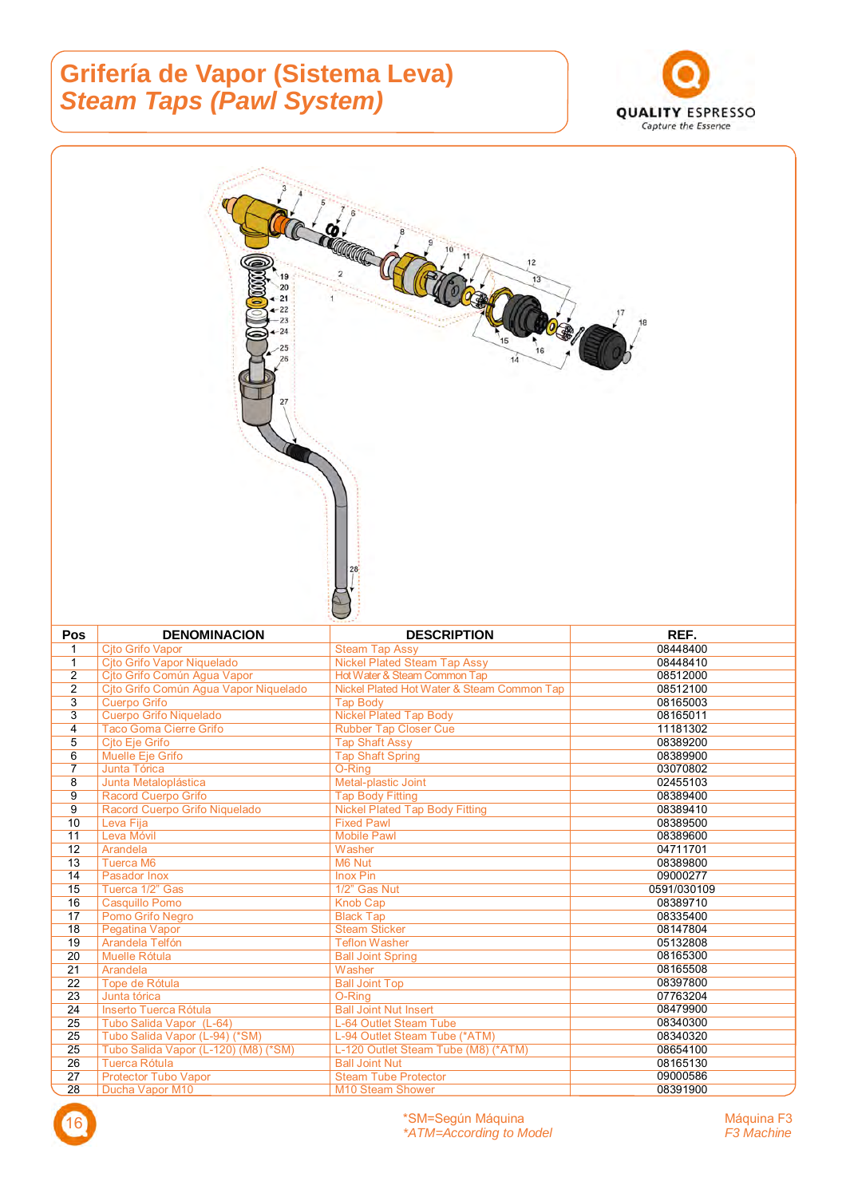# Grifería de Vapor (Sistema Leva)
## *Steam Taps (Pawl System)*

QUALITY ESPRESSO
Capture the Essence

| Pos | DENOMINACION | DESCRIPTION | REF. |
|---|---|---|---|
| 1 | Cjto Grifo Vapor | Steam Tap Assy | 08448400 |
| 1 | Cjto Grifo Vapor Niquelado | Nickel Plated Steam Tap Assy | 08448410 |
| 2 | Cjto Grifo Común Agua Vapor | Hot Water & Steam Common Tap | 08512000 |
| 2 | Cjto Grifo Común Agua Vapor Niquelado | Nickel Plated Hot Water & Steam Common Tap | 08512100 |
| 3 | Cuerpo Grifo | Tap Body | 08165003 |
| 3 | Cuerpo Grifo Niquelado | Nickel Plated Tap Body | 08165011 |
| 4 | Taco Goma Cierre Grifo | Rubber Tap Closer Cue | 11181302 |
| 5 | Cjto Eje Grifo | Tap Shaft Assy | 08389200 |
| 6 | Muelle Eje Grifo | Tap Shaft Spring | 08389900 |
| 7 | Junta Tórica | O-Ring | 03070802 |
| 8 | Junta Metaloplástica | Metal-plastic Joint | 02455103 |
| 9 | Racord Cuerpo Grifo | Tap Body Fitting | 08389400 |
| 9 | Racord Cuerpo Grifo Niquelado | Nickel Plated Tap Body Fitting | 08389410 |
| 10 | Leva Fija | Fixed Pawl | 08389500 |
| 11 | Leva Móvil | Mobile Pawl | 08389600 |
| 12 | Arandela | Washer | 04711701 |
| 13 | Tuerca M6 | M6 Nut | 08389800 |
| 14 | Pasador Inox | Inox Pin | 09000277 |
| 15 | Tuerca 1/2" Gas | 1/2" Gas Nut | 0591/030109 |
| 16 | Casquillo Pomo | Knob Cap | 08389710 |
| 17 | Pomo Grifo Negro | Black Tap | 08335400 |
| 18 | Pegatina Vapor | Steam Sticker | 08147804 |
| 19 | Arandela Telfón | Teflon Washer | 05132808 |
| 20 | Muelle Rótula | Ball Joint Spring | 08165300 |
| 21 | Arandela | Washer | 08165508 |
| 22 | Tope de Rótula | Ball Joint Top | 08397800 |
| 23 | Junta tórica | O-Ring | 07763204 |
| 24 | Inserto Tuerca Rótula | Ball Joint Nut Insert | 08479900 |
| 25 | Tubo Salida Vapor (L-64) | L-64 Outlet Steam Tube | 08340300 |
| 25 | Tubo Salida Vapor (L-94) (*SM) | L-94 Outlet Steam Tube (*ATM) | 08340320 |
| 25 | Tubo Salida Vapor (L-120) (M8) (*SM) | L-120 Outlet Steam Tube (M8) (*ATM) | 08654100 |
| 26 | Tuerca Rótula | Ball Joint Nut | 08165130 |
| 27 | Protector Tubo Vapor | Steam Tube Protector | 09000586 |
| 28 | Ducha Vapor M10 | M10 Steam Shower | 08391900 |

*SM=Según Máquina
*ATM=According to Model*

Máquina F3
*F3 Machine*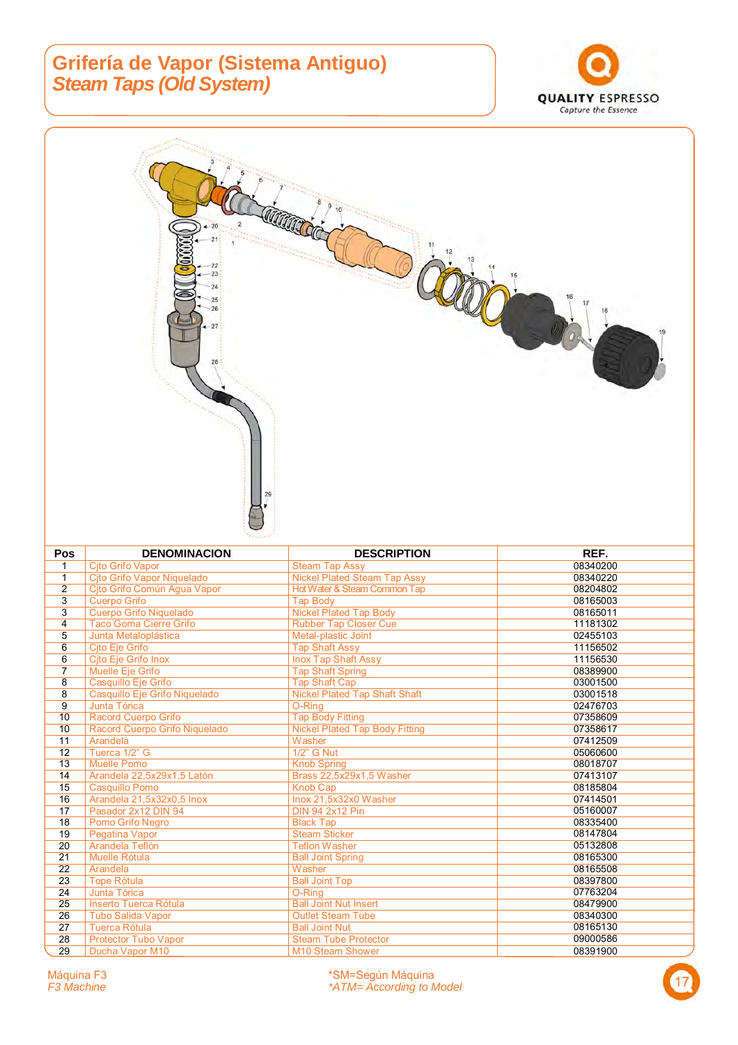# Grifería de Vapor (Sistema Antiguo)
## *Steam Taps (Old System)*

| Pos | DENOMINACION | DESCRIPTION | REF. |
|---|---|---|---|
| 1 | Cjto Grifo Vapor | Steam Tap Assy | 08340200 |
| 1 | Cjto Grifo Vapor Niquelado | Nickel Plated Steam Tap Assy | 08340220 |
| 2 | Cjto Grifo Común Agua Vapor | Hot Water & Steam Common Tap | 08204802 |
| 3 | Cuerpo Grifo | Tap Body | 08165003 |
| 3 | Cuerpo Grifo Niquelado | Nickel Plated Tap Body | 08165011 |
| 4 | Taco Goma Cierre Grifo | Rubber Tap Closer Cue | 11181302 |
| 5 | Junta Metaloplástica | Metal-plastic Joint | 02455103 |
| 6 | Cjto Eje Grifo | Tap Shaft Assy | 11156502 |
| 6 | Cjto Eje Grifo Inox | Inox Tap Shaft Assy | 11156530 |
| 7 | Muelle Eje Grifo | Tap Shaft Spring | 08389900 |
| 8 | Casquillo Eje Grifo | Tap Shaft Cap | 03001500 |
| 8 | Casquillo Eje Grifo Niquelado | Nickel Plated Tap Shaft Shaft | 03001518 |
| 9 | Junta Tórica | O-Ring | 02476703 |
| 10 | Racord Cuerpo Grifo | Tap Body Fitting | 07358609 |
| 10 | Racord Cuerpo Grifo Niquelado | Nickel Plated Tap Body Fitting | 07358617 |
| 11 | Arandela | Washer | 07412509 |
| 12 | Tuerca 1/2" G | 1/2" G Nut | 05060600 |
| 13 | Muelle Pomo | Knob Spring | 08018707 |
| 14 | Arandela 22,5x29x1,5 Latón | Brass 22,5x29x1,5 Washer | 07413107 |
| 15 | Casquillo Pomo | Knob Cap | 08185804 |
| 16 | Arandela 21,5x32x0,5 Inox | Inox 21,5x32x0 Washer | 07414501 |
| 17 | Pasador 2x12 DIN 94 | DIN 94 2x12 Pin | 05160007 |
| 18 | Pomo Grifo Negro | Black Tap | 08335400 |
| 19 | Pegatina Vapor | Steam Sticker | 08147804 |
| 20 | Arandela Teflón | Teflon Washer | 05132808 |
| 21 | Muelle Rótula | Ball Joint Spring | 08165300 |
| 22 | Arandela | Washer | 08165508 |
| 23 | Tope Rótula | Ball Joint Top | 08397800 |
| 24 | Junta Tórica | O-Ring | 07763204 |
| 25 | Inserto Tuerca Rótula | Ball Joint Nut Insert | 08479900 |
| 26 | Tubo Salida Vapor | Outlet Steam Tube | 08340300 |
| 27 | Tuerca Rótula | Ball Joint Nut | 08165130 |
| 28 | Protector Tubo Vapor | Steam Tube Protector | 09000586 |
| 29 | Ducha Vapor M10 | M10 Steam Shower | 08391900 |

Máquina F3
*F3 Machine*

*SM=Según Máquina
*ATM= According to Model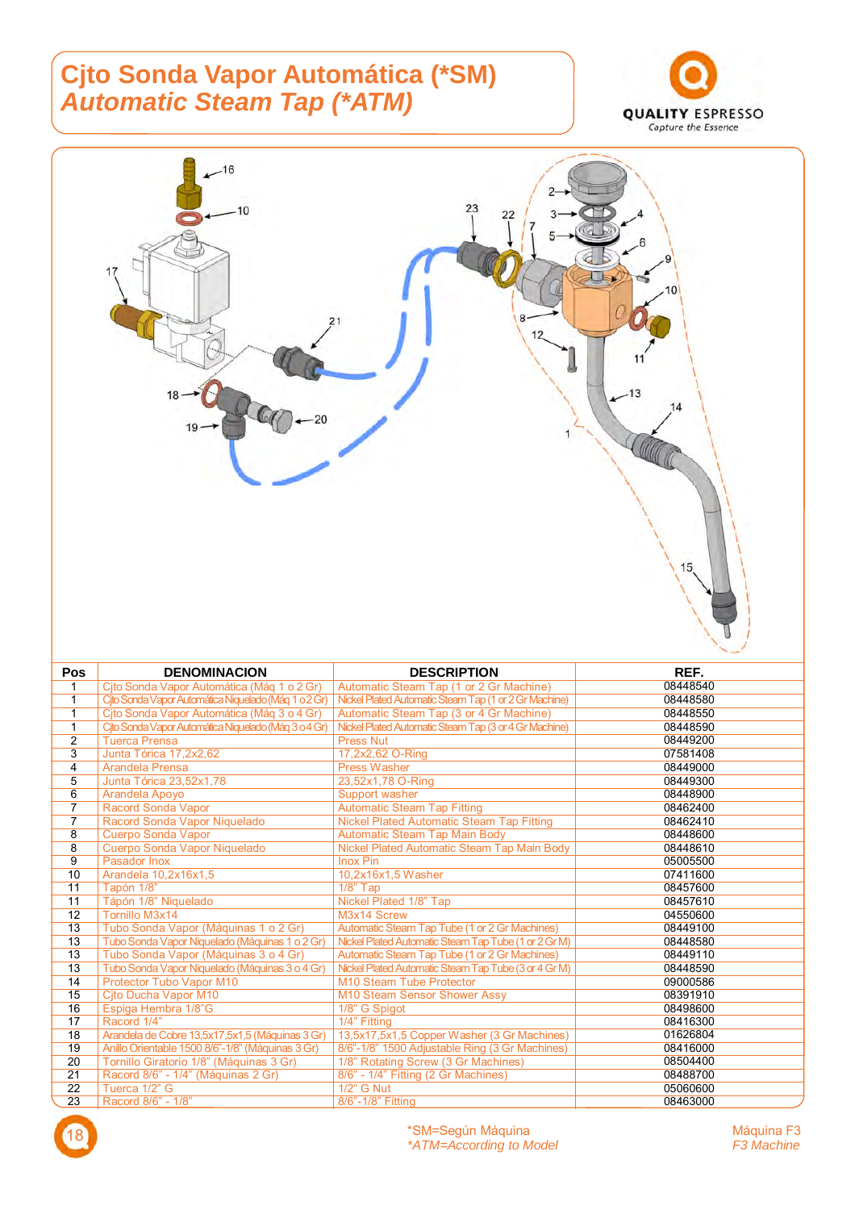# Cjto Sonda Vapor Automática (*SM)
## *Automatic Steam Tap (*ATM)*

| Pos | DENOMINACION | DESCRIPTION | REF. |
|---|---|---|---|
| 1 | Cjto Sonda Vapor Automática (Máq 1 o 2 Gr) | Automatic Steam Tap (1 or 2 Gr Machine) | 08448540 |
| 1 | Cjto Sonda Vapor Automática Niquelado (Máq 1 o 2 Gr) | Nickel Plated Automatic Steam Tap (1 or 2 Gr Machine) | 08448580 |
| 1 | Cjto Sonda Vapor Automática (Máq 3 o 4 Gr) | Automatic Steam Tap (3 or 4 Gr Machine) | 08448550 |
| 1 | Cjto Sonda Vapor Automática Niquelado (Máq 3 o 4 Gr) | Nickel Plated Automatic Steam Tap (3 or 4 Gr Machine) | 08448590 |
| 2 | Tuerca Prensa | Press Nut | 08449200 |
| 3 | Junta Tórica 17,2x2,62 | 17,2x2,62 O-Ring | 07581408 |
| 4 | Arandela Prensa | Press Washer | 08449000 |
| 5 | Junta Tórica 23,52x1,78 | 23,52x1,78 O-Ring | 08449300 |
| 6 | Arandela Apoyo | Support washer | 08448900 |
| 7 | Racord Sonda Vapor | Automatic Steam Tap Fitting | 08462400 |
| 7 | Racord Sonda Vapor Niquelado | Nickel Plated Automatic Steam Tap Fitting | 08462410 |
| 8 | Cuerpo Sonda Vapor | Automatic Steam Tap Main Body | 08448600 |
| 8 | Cuerpo Sonda Vapor Niquelado | Nickel Plated Automatic Steam Tap Main Body | 08448610 |
| 9 | Pasador Inox | Inox Pin | 05005500 |
| 10 | Arandela 10,2x16x1,5 | 10,2x16x1,5 Washer | 07411600 |
| 11 | Tapón 1/8" | 1/8" Tap | 08457600 |
| 11 | Tápón 1/8" Niquelado | Nickel Plated 1/8" Tap | 08457610 |
| 12 | Tornillo M3x14 | M3x14 Screw | 04550600 |
| 13 | Tubo Sonda Vapor (Máquinas 1 o 2 Gr) | Automatic Steam Tap Tube (1 or 2 Gr Machines) | 08449100 |
| 13 | Tubo Sonda Vapor Niquelado (Máquinas 1 o 2 Gr) | Nickel Plated Automatic Steam Tap Tube (1 or 2 Gr M) | 08448580 |
| 13 | Tubo Sonda Vapor (Máquinas 3 o 4 Gr) | Automatic Steam Tap Tube (1 or 2 Gr Machines) | 08449110 |
| 13 | Tubo Sonda Vapor Niquelado (Máquinas 3 o 4 Gr) | Nickel Plated Automatic Steam Tap Tube (3 or 4 Gr M) | 08448590 |
| 14 | Protector Tubo Vapor M10 | M10 Steam Tube Protector | 09000586 |
| 15 | Cjto Ducha Vapor M10 | M10 Steam Sensor Shower Assy | 08391910 |
| 16 | Espiga Hembra 1/8"G | 1/8" G Spigot | 08498600 |
| 17 | Racord 1/4" | 1/4" Fitting | 08416300 |
| 18 | Arandela de Cobre 13,5x17,5x1,5 (Máquinas 3 Gr) | 13,5x17,5x1,5 Copper Washer (3 Gr Machines) | 01626804 |
| 19 | Anillo Orientable 1500 8/6"-1/8" (Máquinas 3 Gr) | 8/6"-1/8" 1500 Adjustable Ring (3 Gr Machines) | 08416000 |
| 20 | Tornillo Giratorio 1/8" (Máquinas 3 Gr) | 1/8" Rotating Screw (3 Gr Machines) | 08504400 |
| 21 | Racord 8/6" - 1/4" (Máquinas 2 Gr) | 8/6" - 1/4" Fitting (2 Gr Machines) | 08488700 |
| 22 | Tuerca 1/2" G | 1/2" G Nut | 05060600 |
| 23 | Racord 8/6" - 1/8" | 8/6"-1/8" Fitting | 08463000 |

*SM=Según Máquina
*ATM=According to Model

Máquina F3
*F3 Machine*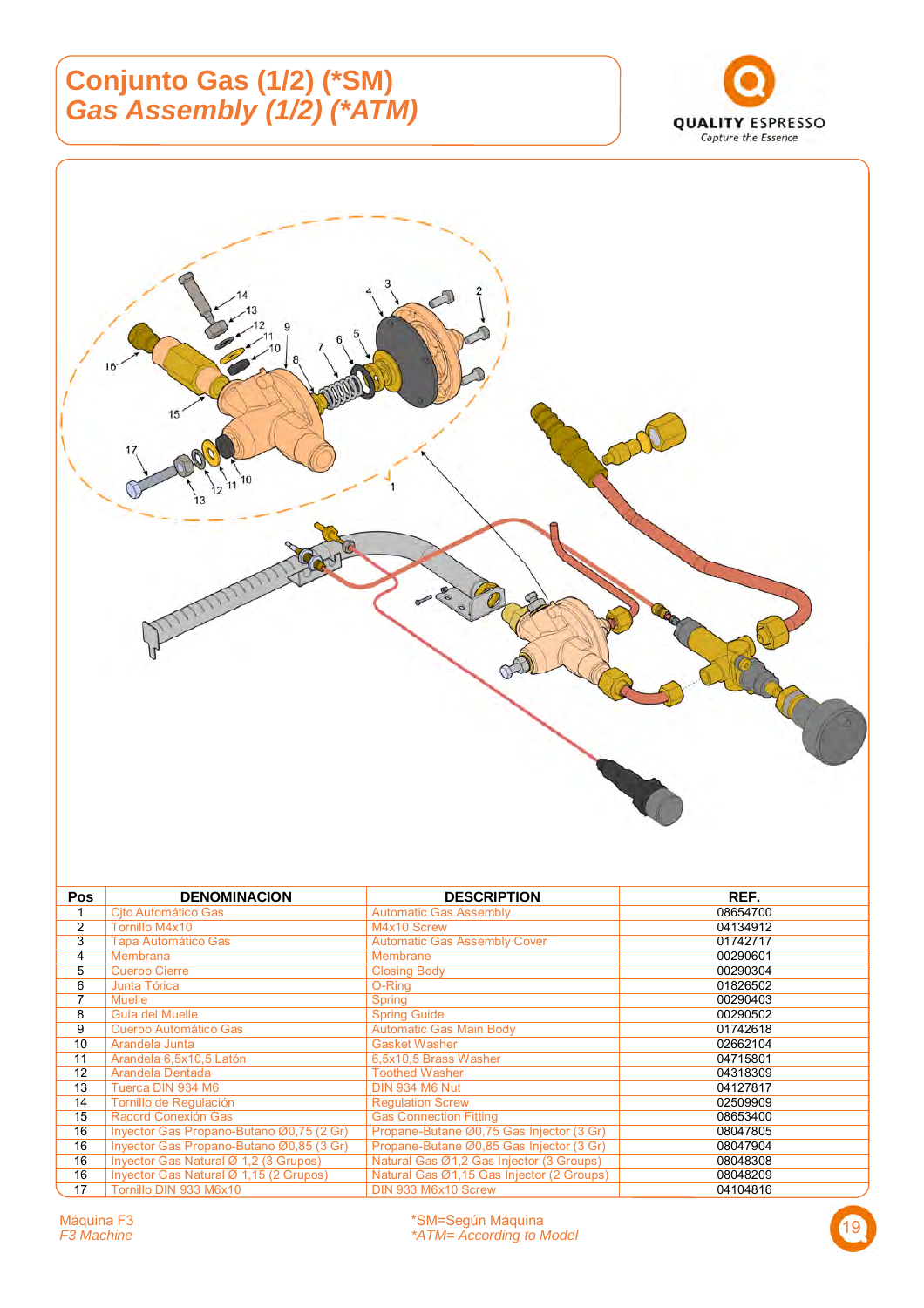# Conjunto Gas (1/2) (*SM)
## *Gas Assembly (1/2) (*ATM)*

| Pos | DENOMINACION | DESCRIPTION | REF. |
|---|---|---|---|
| 1 | Cjto Automático Gas | Automatic Gas Assembly | 08654700 |
| 2 | Tornillo M4x10 | M4x10 Screw | 04134912 |
| 3 | Tapa Automático Gas | Automatic Gas Assembly Cover | 01742717 |
| 4 | Membrana | Membrane | 00290601 |
| 5 | Cuerpo Cierre | Closing Body | 00290304 |
| 6 | Junta Tórica | O-Ring | 01826502 |
| 7 | Muelle | Spring | 00290403 |
| 8 | Guía del Muelle | Spring Guide | 00290502 |
| 9 | Cuerpo Automático Gas | Automatic Gas Main Body | 01742618 |
| 10 | Arandela Junta | Gasket Washer | 02662104 |
| 11 | Arandela 6,5x10,5 Latón | 6,5x10,5 Brass Washer | 04715801 |
| 12 | Arandela Dentada | Toothed Washer | 04318309 |
| 13 | Tuerca DIN 934 M6 | DIN 934 M6 Nut | 04127817 |
| 14 | Tornillo de Regulación | Regulation Screw | 02509909 |
| 15 | Racord Conexión Gas | Gas Connection Fitting | 08653400 |
| 16 | Inyector Gas Propano-Butano Ø0,75 (2 Gr) | Propane-Butane Ø0,75 Gas Injector (3 Gr) | 08047805 |
| 16 | Inyector Gas Propano-Butano Ø0,85 (3 Gr) | Propane-Butane Ø0,85 Gas Injector (3 Gr) | 08047904 |
| 16 | Inyector Gas Natural Ø 1,2 (3 Grupos) | Natural Gas Ø1,2 Gas Injector (3 Groups) | 08048308 |
| 16 | Inyector Gas Natural Ø 1,15 (2 Grupos) | Natural Gas Ø1,15 Gas Injector (2 Groups) | 08048209 |
| 17 | Tornillo DIN 933 M6x10 | DIN 933 M6x10 Screw | 04104816 |

Máquina F3
*F3 Machine*

*SM=Según Máquina
*\*ATM= According to Model*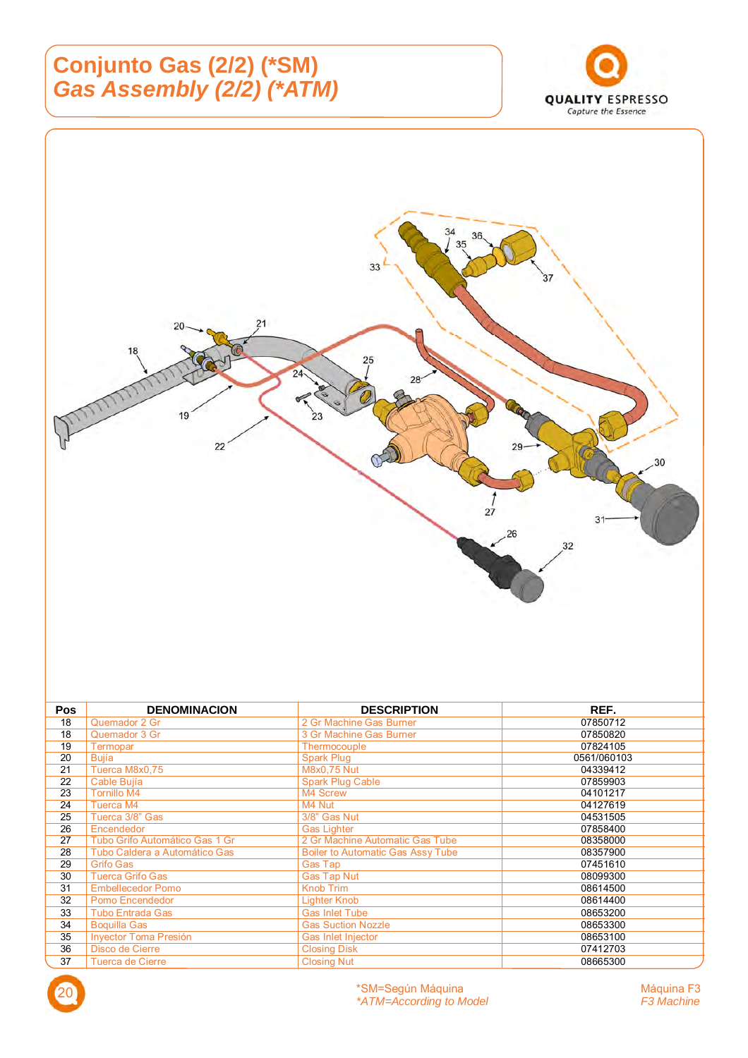# Conjunto Gas (2/2) (*SM)
## *Gas Assembly (2/2) (*ATM)*

| Pos | DENOMINACION | DESCRIPTION | REF. |
|---|---|---|---|
| 18 | Quemador 2 Gr | 2 Gr Machine Gas Burner | 07850712 |
| 18 | Quemador 3 Gr | 3 Gr Machine Gas Burner | 07850820 |
| 19 | Termopar | Thermocouple | 07824105 |
| 20 | Bujía | Spark Plug | 0561/060103 |
| 21 | Tuerca M8x0,75 | M8x0,75 Nut | 04339412 |
| 22 | Cable Bujía | Spark Plug Cable | 07859903 |
| 23 | Tornillo M4 | M4 Screw | 04101217 |
| 24 | Tuerca M4 | M4 Nut | 04127619 |
| 25 | Tuerca 3/8" Gas | 3/8" Gas Nut | 04531505 |
| 26 | Encendedor | Gas Lighter | 07858400 |
| 27 | Tubo Grifo Automático Gas 1 Gr | 2 Gr Machine Automatic Gas Tube | 08358000 |
| 28 | Tubo Caldera a Automático Gas | Boiler to Automatic Gas Assy Tube | 08357900 |
| 29 | Grifo Gas | Gas Tap | 07451610 |
| 30 | Tuerca Grifo Gas | Gas Tap Nut | 08099300 |
| 31 | Embellecedor Pomo | Knob Trim | 08614500 |
| 32 | Pomo Encendedor | Lighter Knob | 08614400 |
| 33 | Tubo Entrada Gas | Gas Inlet Tube | 08653200 |
| 34 | Boquilla Gas | Gas Suction Nozzle | 08653300 |
| 35 | Inyector Toma Presión | Gas Inlet Injector | 08653100 |
| 36 | Disco de Cierre | Closing Disk | 07412703 |
| 37 | Tuerca de Cierre | Closing Nut | 08665300 |

*SM=Según Máquina
*\*ATM=According to Model*

Máquina F3
*F3 Machine*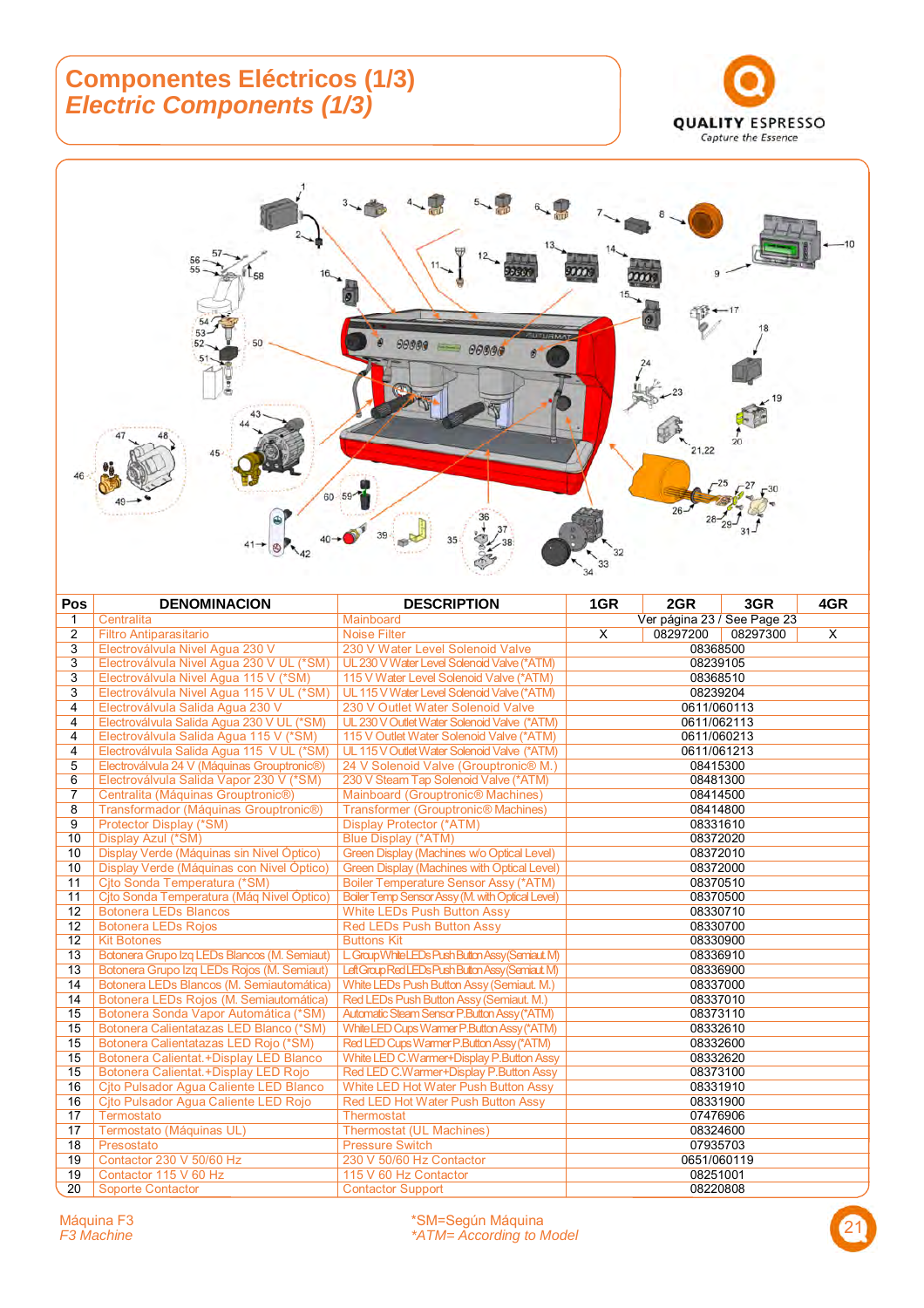# Componentes Eléctricos (1/3)
# *Electric Components (1/3)*

QUALITY ESPRESSO
Capture the Essence

| Pos | DENOMINACION | DESCRIPTION | 1GR | 2GR | 3GR | 4GR |
|---|---|---|---|---|---|---|
| 1 | Centralita | Mainboard | Ver página 23 / See Page 23 | | | |
| 2 | Filtro Antiparasitario | Noise Filter | X | 08297200 | 08297300 | X |
| 3 | Electroválvula Nivel Agua 230 V | 230 V Water Level Solenoid Valve | 08368500 | | | |
| 3 | Electroválvula Nivel Agua 230 V UL (*SM) | UL 230 V Water Level Solenoid Valve (*ATM) | 08239105 | | | |
| 3 | Electroválvula Nivel Agua 115 V (*SM) | 115 V Water Level Solenoid Valve (*ATM) | 08368510 | | | |
| 3 | Electroválvula Nivel Agua 115 V UL (*SM) | UL 115 V Water Level Solenoid Valve (*ATM) | 08239204 | | | |
| 4 | Electroválvula Salida Agua 230 V | 230 V Outlet Water Solenoid Valve | 0611/060113 | | | |
| 4 | Electroválvula Salida Agua 230 V UL (*SM) | UL 230 V Outlet Water Solenoid Valve (*ATM) | 0611/062113 | | | |
| 4 | Electroválvula Salida Agua 115 V (*SM) | 115 V Outlet Water Solenoid Valve (*ATM) | 0611/060213 | | | |
| 4 | Electroválvula Salida Agua 115 V UL (*SM) | UL 115 V Outlet Water Solenoid Valve (*ATM) | 0611/061213 | | | |
| 5 | Electroválvula 24 V (Máquinas Grouptronic®) | 24 V Solenoid Valve (Grouptronic® M.) | 08415300 | | | |
| 6 | Electroválvula Salida Vapor 230 V (*SM) | 230 V Steam Tap Solenoid Valve (*ATM) | 08481300 | | | |
| 7 | Centralita (Máquinas Grouptronic®) | Mainboard (Grouptronic® Machines) | 08414500 | | | |
| 8 | Transformador (Máquinas Grouptronic®) | Transformer (Grouptronic® Machines) | 08414800 | | | |
| 9 | Protector Display (*SM) | Display Protector (*ATM) | 08331610 | | | |
| 10 | Display Azul (*SM) | Blue Display (*ATM) | 08372020 | | | |
| 10 | Display Verde (Máquinas sin Nivel Óptico) | Green Display (Machines w/o Optical Level) | 08372010 | | | |
| 10 | Display Verde (Máquinas con Nivel Óptico) | Green Display (Machines with Optical Level) | 08372000 | | | |
| 11 | Cjto Sonda Temperatura (*SM) | Boiler Temperature Sensor Assy (*ATM) | 08370510 | | | |
| 11 | Cjto Sonda Temperatura (Máq Nivel Óptico) | Boiler Temp Sensor Assy (M. with Optical Level) | 08370500 | | | |
| 12 | Botonera LEDs Blancos | White LEDs Push Button Assy | 08330710 | | | |
| 12 | Botonera LEDs Rojos | Red LEDs Push Button Assy | 08330700 | | | |
| 12 | Kit Botones | Buttons Kit | 08330900 | | | |
| 13 | Botonera Grupo Izq LEDs Blancos (M. Semiaut) | L Group White LEDs Push Button Assy (Semiaut. M) | 08336910 | | | |
| 13 | Botonera Grupo Izq LEDs Rojos (M. Semiaut) | Left Group Red LEDs Push Button Assy (Semiaut. M) | 08336900 | | | |
| 14 | Botonera LEDs Blancos (M. Semiautomática) | White LEDs Push Button Assy (Semiaut. M.) | 08337000 | | | |
| 14 | Botonera LEDs Rojos (M. Semiautomática) | Red LEDs Push Button Assy (Semiaut. M.) | 08337010 | | | |
| 15 | Botonera Sonda Vapor Automática (*SM) | Automatic Steam Sensor P.Button Assy (*ATM) | 08373110 | | | |
| 15 | Botonera Calientatazas LED Blanco (*SM) | White LED Cups Warmer P.Button Assy (*ATM) | 08332610 | | | |
| 15 | Botonera Calientatazas LED Rojo (*SM) | Red LED Cups Warmer P.Button Assy (*ATM) | 08332600 | | | |
| 15 | Botonera Calientat.+Display LED Blanco | White LED C.Warmer+Display P.Button Assy | 08332620 | | | |
| 15 | Botonera Calientat.+Display LED Rojo | Red LED C.Warmer+Display P.Button Assy | 08373100 | | | |
| 16 | Cjto Pulsador Agua Caliente LED Blanco | White LED Hot Water Push Button Assy | 08331910 | | | |
| 16 | Cjto Pulsador Agua Caliente LED Rojo | Red LED Hot Water Push Button Assy | 08331900 | | | |
| 17 | Termostato | Thermostat | 07476906 | | | |
| 17 | Termostato (Máquinas UL) | Thermostat (UL Machines) | 08324600 | | | |
| 18 | Presostato | Pressure Switch | 07935703 | | | |
| 19 | Contactor 230 V 50/60 Hz | 230 V 50/60 Hz Contactor | 0651/060119 | | | |
| 19 | Contactor 115 V 60 Hz | 115 V 60 Hz Contactor | 08251001 | | | |
| 20 | Soporte Contactor | Contactor Support | 08220808 | | | |

Máquina F3
*F3 Machine*

*SM=Según Máquina
*\*ATM= According to Model*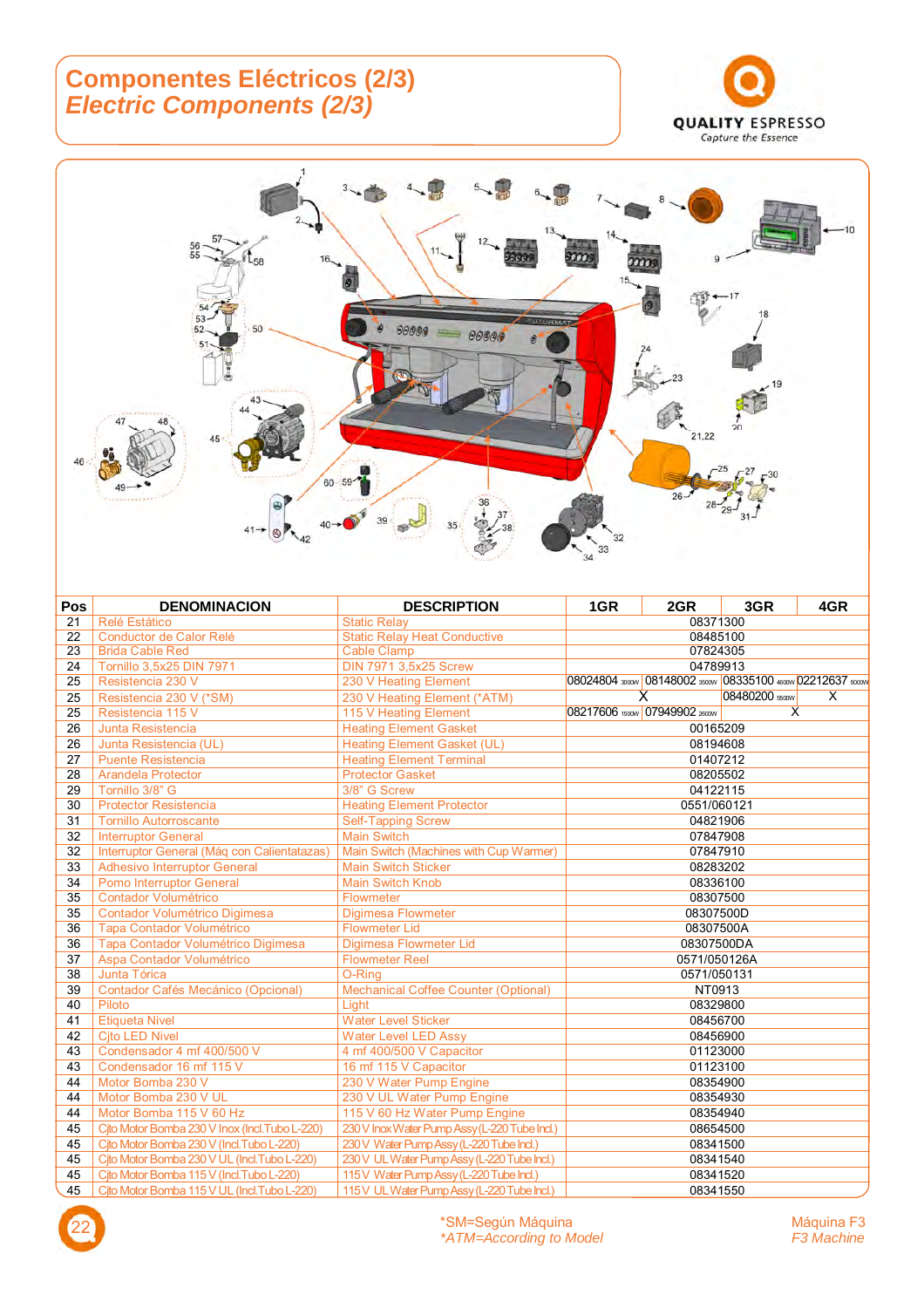# Componentes Eléctricos (2/3)
## *Electric Components (2/3)*

QUALITY ESPRESSO
Capture the Essence

| Pos | DENOMINACION | DESCRIPTION | 1GR | 2GR | 3GR | 4GR |
|---|---|---|---|---|---|---|
| 21 | Relé Estático | Static Relay | 08371300 | | | |
| 22 | Conductor de Calor Relé | Static Relay Heat Conductive | 08485100 | | | |
| 23 | Brida Cable Red | Cable Clamp | 07824305 | | | |
| 24 | Tornillo 3,5x25 DIN 7971 | DIN 7971 3,5x25 Screw | 04789913 | | | |
| 25 | Resistencia 230 V | 230 V Heating Element | 08024804 3000W | 08148002 3500W | 08335100 4600W | 02212637 5000W |
| 25 | Resistencia 230 V (*SM) | 230 V Heating Element (*ATM) | X | | 08480200 5500W | X |
| 25 | Resistencia 115 V | 115 V Heating Element | 08217606 1500W | 07949902 2600W | X | |
| 26 | Junta Resistencia | Heating Element Gasket | 00165209 | | | |
| 26 | Junta Resistencia (UL) | Heating Element Gasket (UL) | 08194608 | | | |
| 27 | Puente Resistencia | Heating Element Terminal | 01407212 | | | |
| 28 | Arandela Protector | Protector Gasket | 08205502 | | | |
| 29 | Tornillo 3/8" G | 3/8" G Screw | 04122115 | | | |
| 30 | Protector Resistencia | Heating Element Protector | 0551/060121 | | | |
| 31 | Tornillo Autorroscante | Self-Tapping Screw | 04821906 | | | |
| 32 | Interruptor General | Main Switch | 07847908 | | | |
| 32 | Interruptor General (Máq con Calientatazas) | Main Switch (Machines with Cup Warmer) | 07847910 | | | |
| 33 | Adhesivo Interruptor General | Main Switch Sticker | 08283202 | | | |
| 34 | Pomo Interruptor General | Main Switch Knob | 08336100 | | | |
| 35 | Contador Volumétrico | Flowmeter | 08307500 | | | |
| 35 | Contador Volumétrico Digimesa | Digimesa Flowmeter | 08307500D | | | |
| 36 | Tapa Contador Volumétrico | Flowmeter Lid | 08307500A | | | |
| 36 | Tapa Contador Volumétrico Digimesa | Digimesa Flowmeter Lid | 08307500DA | | | |
| 37 | Aspa Contador Volumétrico | Flowmeter Reel | 0571/050126A | | | |
| 38 | Junta Tórica | O-Ring | 0571/050131 | | | |
| 39 | Contador Cafés Mecánico (Opcional) | Mechanical Coffee Counter (Optional) | NT0913 | | | |
| 40 | Piloto | Light | 08329800 | | | |
| 41 | Etiqueta Nivel | Water Level Sticker | 08456700 | | | |
| 42 | Cjto LED Nivel | Water Level LED Assy | 08456900 | | | |
| 43 | Condensador 4 mf 400/500 V | 4 mf 400/500 V Capacitor | 01123000 | | | |
| 43 | Condensador 16 mf 115 V | 16 mf 115 V Capacitor | 01123100 | | | |
| 44 | Motor Bomba 230 V | 230 V Water Pump Engine | 08354900 | | | |
| 44 | Motor Bomba 230 V UL | 230 V UL Water Pump Engine | 08354930 | | | |
| 44 | Motor Bomba 115 V 60 Hz | 115 V 60 Hz Water Pump Engine | 08354940 | | | |
| 45 | Cjto Motor Bomba 230 V Inox (Incl.Tubo L-220) | 230 V Inox Water Pump Assy (L-220 Tube Incl.) | 08654500 | | | |
| 45 | Cjto Motor Bomba 230 V (Incl.Tubo L-220) | 230 V Water Pump Assy (L-220 Tube Incl.) | 08341500 | | | |
| 45 | Cjto Motor Bomba 230 V UL (Incl.Tubo L-220) | 230 V UL Water Pump Assy (L-220 Tube Incl.) | 08341540 | | | |
| 45 | Cjto Motor Bomba 115 V (Incl.Tubo L-220) | 115 V Water Pump Assy (L-220 Tube Incl.) | 08341520 | | | |
| 45 | Cjto Motor Bomba 115 V UL (Incl.Tubo L-220) | 115 V UL Water Pump Assy (L-220 Tube Incl.) | 08341550 | | | |

*SM=Según Máquina
*\*ATM=According to Model*

Máquina F3
*F3 Machine*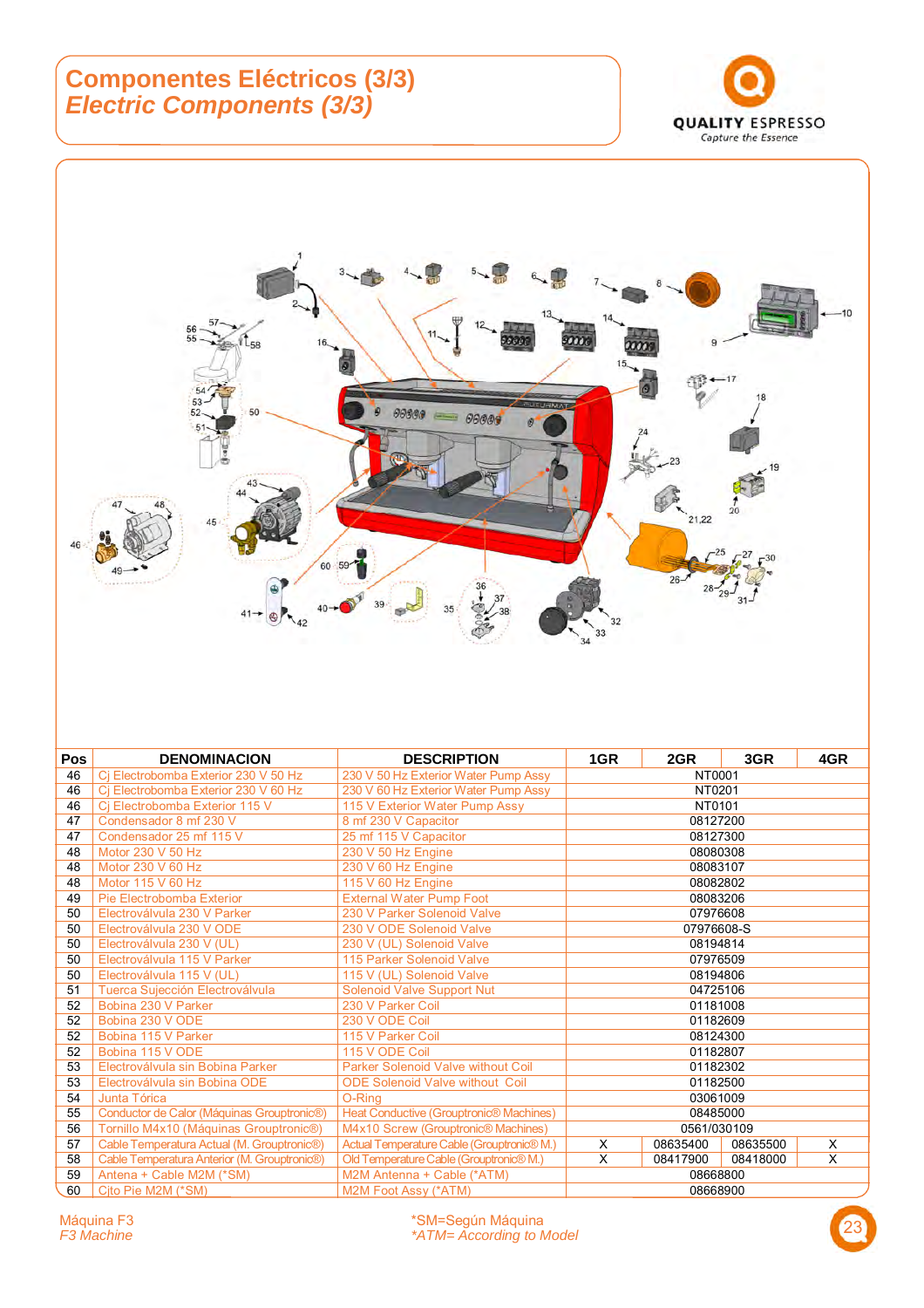# Componentes Eléctricos (3/3)
## *Electric Components (3/3)*

QUALITY ESPRESSO
Capture the Essence

| Pos | DENOMINACION | DESCRIPTION | 1GR | 2GR | 3GR | 4GR |
|---|---|---|---|---|---|---|
| 46 | Cj Electrobomba Exterior 230 V 50 Hz | 230 V 50 Hz Exterior Water Pump Assy | NT0001 | | | |
| 46 | Cj Electrobomba Exterior 230 V 60 Hz | 230 V 60 Hz Exterior Water Pump Assy | NT0201 | | | |
| 46 | Cj Electrobomba Exterior 115 V | 115 V Exterior Water Pump Assy | NT0101 | | | |
| 47 | Condensador 8 mf 230 V | 8 mf 230 V Capacitor | 08127200 | | | |
| 47 | Condensador 25 mf 115 V | 25 mf 115 V Capacitor | 08127300 | | | |
| 48 | Motor 230 V 50 Hz | 230 V 50 Hz Engine | 08080308 | | | |
| 48 | Motor 230 V 60 Hz | 230 V 60 Hz Engine | 08083107 | | | |
| 48 | Motor 115 V 60 Hz | 115 V 60 Hz Engine | 08082802 | | | |
| 49 | Pie Electrobomba Exterior | External Water Pump Foot | 08083206 | | | |
| 50 | Electroválvula 230 V Parker | 230 V Parker Solenoid Valve | 07976608 | | | |
| 50 | Electroválvula 230 V ODE | 230 V ODE Solenoid Valve | 07976608-S | | | |
| 50 | Electroválvula 230 V (UL) | 230 V (UL) Solenoid Valve | 08194814 | | | |
| 50 | Electroválvula 115 V Parker | 115 Parker Solenoid Valve | 07976509 | | | |
| 50 | Electroválvula 115 V (UL) | 115 V (UL) Solenoid Valve | 08194806 | | | |
| 51 | Tuerca Sujección Electroválvula | Solenoid Valve Support Nut | 04725106 | | | |
| 52 | Bobina 230 V Parker | 230 V Parker Coil | 01181008 | | | |
| 52 | Bobina 230 V ODE | 230 V ODE Coil | 01182609 | | | |
| 52 | Bobina 115 V Parker | 115 V Parker Coil | 08124300 | | | |
| 52 | Bobina 115 V ODE | 115 V ODE Coil | 01182807 | | | |
| 53 | Electroválvula sin Bobina Parker | Parker Solenoid Valve without Coil | 01182302 | | | |
| 53 | Electroválvula sin Bobina ODE | ODE Solenoid Valve without Coil | 01182500 | | | |
| 54 | Junta Tórica | O-Ring | 03061009 | | | |
| 55 | Conductor de Calor (Máquinas Grouptronic®) | Heat Conductive (Grouptronic® Machines) | 08485000 | | | |
| 56 | Tornillo M4x10 (Máquinas Grouptronic®) | M4x10 Screw (Grouptronic® Machines) | 0561/030109 | | | |
| 57 | Cable Temperatura Actual (M. Grouptronic®) | Actual Temperature Cable (Grouptronic® M.) | X | 08635400 | 08635500 | X |
| 58 | Cable Temperatura Anterior (M. Grouptronic®) | Old Temperature Cable (Grouptronic® M.) | X | 08417900 | 08418000 | X |
| 59 | Antena + Cable M2M (*SM) | M2M Antenna + Cable (*ATM) | 08668800 | | | |
| 60 | Cjto Pie M2M (*SM) | M2M Foot Assy (*ATM) | 08668900 | | | |

Máquina F3
*F3 Machine*

*SM=Según Máquina
*ATM= According to Model*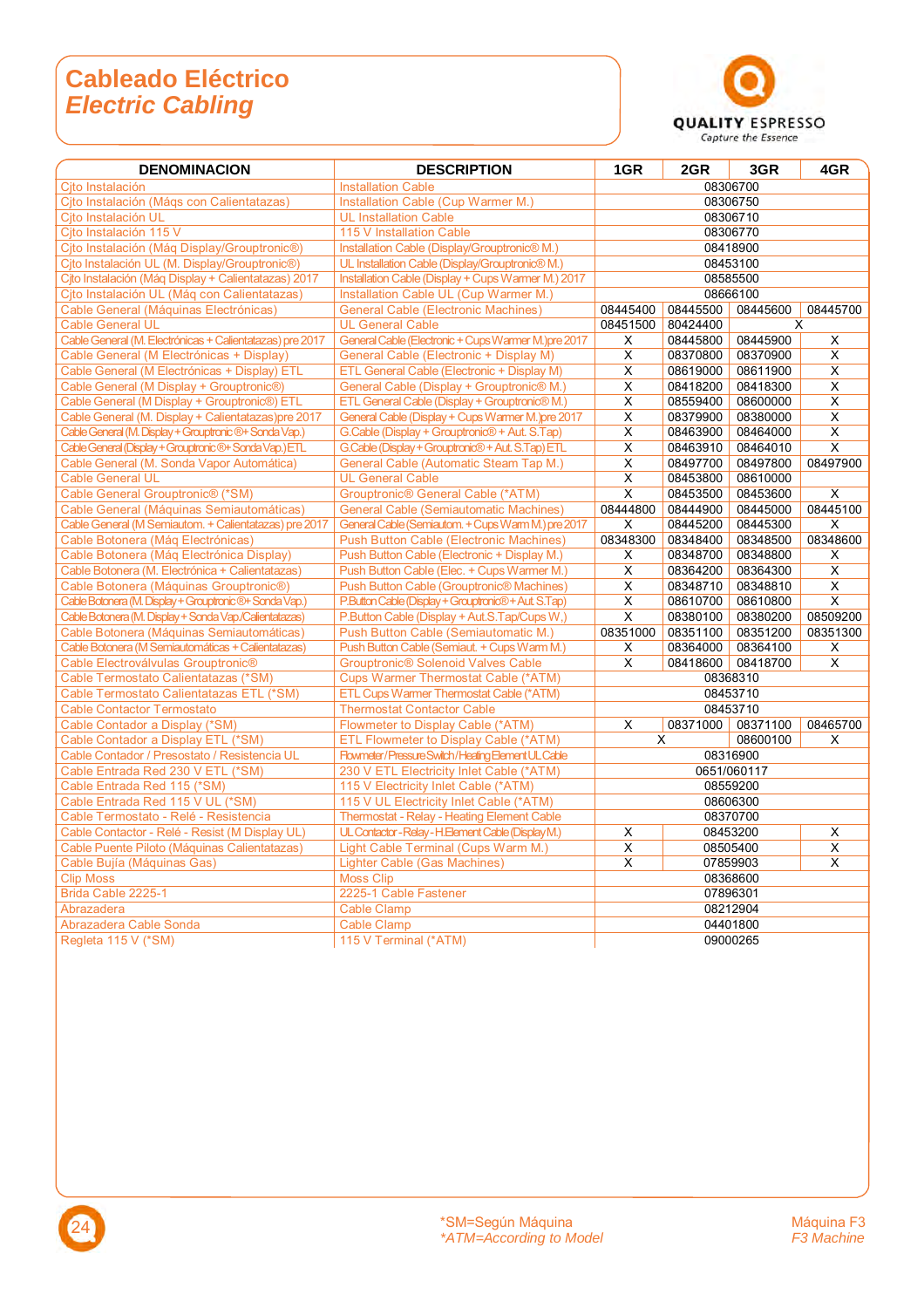# Cableado Eléctrico
## *Electric Cabling*

QUALITY ESPRESSO
*Capture the Essence*

| DENOMINACION | DESCRIPTION | 1GR | 2GR | 3GR | 4GR |
|---|---|---|---|---|---|
| Cjto Instalación | Installation Cable | 08306700 | | | |
| Cjto Instalación (Máqs con Calientatazas) | Installation Cable (Cup Warmer M.) | 08306750 | | | |
| Cjto Instalación UL | UL Installation Cable | 08306710 | | | |
| Cjto Instalación 115 V | 115 V Installation Cable | 08306770 | | | |
| Cjto Instalación (Máq Display/Grouptronic®) | Installation Cable (Display/Grouptronic® M.) | 08418900 | | | |
| Cjto Instalación UL (M. Display/Grouptronic®) | UL Installation Cable (Display/Grouptronic® M.) | 08453100 | | | |
| Cjto Instalación (Máq Display + Calientatazas) 2017 | Installation Cable (Display + Cups Warmer M.) 2017 | 08585500 | | | |
| Cjto Instalación UL (Máq con Calientatazas) | Installation Cable UL (Cup Warmer M.) | 08666100 | | | |
| Cable General (Máquinas Electrónicas) | General Cable (Electronic Machines) | 08445400 | 08445500 | 08445600 | 08445700 |
| Cable General UL | UL General Cable | 08451500 | 80424400 | X | |
| Cable General (M. Electrónicas + Calientatazas) pre 2017 | General Cable (Electronic + Cups Warmer M.)pre 2017 | X | 08445800 | 08445900 | X |
| Cable General (M Electrónicas + Display) | General Cable (Electronic + Display M) | X | 08370800 | 08370900 | X |
| Cable General (M Electrónicas + Display) ETL | ETL General Cable (Electronic + Display M) | X | 08619000 | 08611900 | X |
| Cable General (M Display + Grouptronic®) | General Cable (Display + Grouptronic® M.) | X | 08418200 | 08418300 | X |
| Cable General (M Display + Grouptronic®) ETL | ETL General Cable (Display + Grouptronic® M.) | X | 08559400 | 08600000 | X |
| Cable General (M. Display + Calientatazas)pre 2017 | General Cable (Display + Cups Warmer M.)pre 2017 | X | 08379900 | 08380000 | X |
| Cable General (M. Display + Grouptronic® + Sonda Vap.) | G.Cable (Display + Grouptronic® + Aut. S.Tap) | X | 08463900 | 08464000 | X |
| Cable General (Display + Grouptronic® + Sonda Vap.) ETL | G.Cable (Display + Grouptronic® + Aut. S.Tap) ETL | X | 08463910 | 08464010 | X |
| Cable General (M. Sonda Vapor Automática) | General Cable (Automatic Steam Tap M.) | X | 08497700 | 08497800 | 08497900 |
| Cable General UL | UL General Cable | X | 08453800 | 08610000 | |
| Cable General Grouptronic® (*SM) | Grouptronic® General Cable (*ATM) | X | 08453500 | 08453600 | X |
| Cable General (Máquinas Semiautomáticas) | General Cable (Semiautomatic Machines) | 08444800 | 08444900 | 08445000 | 08445100 |
| Cable General (M Semiautom. + Calientatazas) pre 2017 | General Cable (Semiautom. + Cups Warm M.) pre 2017 | X | 08445200 | 08445300 | X |
| Cable Botonera (Máq Electrónicas) | Push Button Cable (Electronic Machines) | 08348300 | 08348400 | 08348500 | 08348600 |
| Cable Botonera (Máq Electrónica Display) | Push Button Cable (Electronic + Display M.) | X | 08348700 | 08348800 | X |
| Cable Botonera (M. Electrónica + Calientatazas) | Push Button Cable (Elec. + Cups Warmer M.) | X | 08364200 | 08364300 | X |
| Cable Botonera (Máquinas Grouptronic®) | Push Button Cable (Grouptronic® Machines) | X | 08348710 | 08348810 | X |
| Cable Botonera (M. Display + Grouptronic® + Sonda Vap.) | P.Button Cable (Display + Grouptronic® + Aut. S.Tap) | X | 08610700 | 08610800 | X |
| Cable Botonera (M. Display + Sonda Vap./Calientatazas) | P.Button Cable (Display + Aut.S.Tap/Cups W.) | X | 08380100 | 08380200 | 08509200 |
| Cable Botonera (Máquinas Semiautomáticas) | Push Button Cable (Semiautomatic M.) | 08351000 | 08351100 | 08351200 | 08351300 |
| Cable Botonera (M Semiautomáticas + Calientatazas) | Push Button Cable (Semiaut. + Cups Warm M.) | X | 08364000 | 08364100 | X |
| Cable Electroválvulas Grouptronic® | Grouptronic® Solenoid Valves Cable | X | 08418600 | 08418700 | X |
| Cable Termostato Calientatazas (*SM) | Cups Warmer Thermostat Cable (*ATM) | 08368310 | | | |
| Cable Termostato Calientatazas ETL (*SM) | ETL Cups Warmer Thermostat Cable (*ATM) | 08453710 | | | |
| Cable Contactor Termostato | Thermostat Contactor Cable | 08453710 | | | |
| Cable Contador a Display (*SM) | Flowmeter to Display Cable (*ATM) | X | 08371000 | 08371100 | 08465700 |
| Cable Contador a Display ETL (*SM) | ETL Flowmeter to Display Cable (*ATM) | X | | 08600100 | X |
| Cable Contador / Presostato / Resistencia UL | Flowmeter/Pressure Switch/Heating Element UL Cable | 08316900 | | | |
| Cable Entrada Red 230 V ETL (*SM) | 230 V ETL Electricity Inlet Cable (*ATM) | 0651/060117 | | | |
| Cable Entrada Red 115 (*SM) | 115 V Electricity Inlet Cable (*ATM) | 08559200 | | | |
| Cable Entrada Red 115 V UL (*SM) | 115 V UL Electricity Inlet Cable (*ATM) | 08606300 | | | |
| Cable Termostato - Relé - Resistencia | Thermostat - Relay - Heating Element Cable | 08370700 | | | |
| Cable Contactor - Relé - Resist (M Display UL) | UL Contactor - Relay - H.Element Cable (Display M.) | X | 08453200 | | X |
| Cable Puente Piloto (Máquinas Calientatazas) | Light Cable Terminal (Cups Warm M.) | X | 08505400 | | X |
| Cable Bujía (Máquinas Gas) | Lighter Cable (Gas Machines) | X | 07859903 | | X |
| Clip Moss | Moss Clip | 08368600 | | | |
| Brida Cable 2225-1 | 2225-1 Cable Fastener | 07896301 | | | |
| Abrazadera | Cable Clamp | 08212904 | | | |
| Abrazadera Cable Sonda | Cable Clamp | 04401800 | | | |
| Regleta 115 V (*SM) | 115 V Terminal (*ATM) | 09000265 | | | |

*SM=Según Máquina
*\*ATM=According to Model*

Máquina F3
*F3 Machine*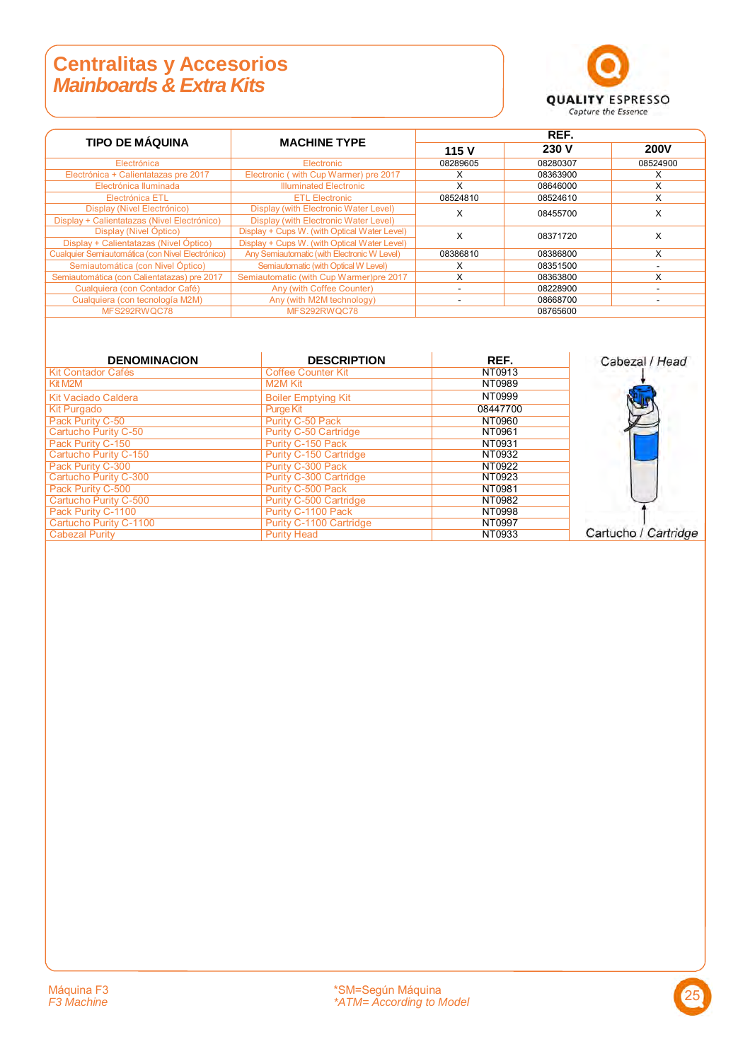# Centralitas y Accesorios
## *Mainboards & Extra Kits*

| TIPO DE MÁQUINA | MACHINE TYPE | REF. | | |
|---|---|---|---|---|
| | | 115 V | 230 V | 200V |
| Electrónica | Electronic | 08289605 | 08280307 | 08524900 |
| Electrónica + Calientatazas pre 2017 | Electronic ( with Cup Warmer) pre 2017 | X | 08363900 | X |
| Electrónica Iluminada | Illuminated Electronic | X | 08646000 | X |
| Electrónica ETL | ETL Electronic | 08524810 | 08524610 | X |
| Display (Nivel Electrónico) / Display + Calientatazas (Nivel Electrónico) | Display (with Electronic Water Level) / Display (with Electronic Water Level) | X | 08455700 | X |
| Display (Nivel Óptico) / Display + Calientatazas (Nivel Óptico) | Display + Cups W. (with Optical Water Level) / Display + Cups W. (with Optical Water Level) | X | 08371720 | X |
| Cualquier Semiautomática (con Nivel Electrónico) | Any Semiautomatic (with Electronic W Level) | 08386810 | 08386800 | X |
| Semiautomática (con Nivel Óptico) | Semiautomatic (with Optical W Level) | X | 08351500 | - |
| Semiautomática (con Calientatazas) pre 2017 | Semiautomatic (with Cup Warmer)pre 2017 | X | 08363800 | X |
| Cualquiera (con Contador Café) | Any (with Coffee Counter) | - | 08228900 | - |
| Cualquiera (con tecnología M2M) | Any (with M2M technology) | - | 08668700 | - |
| MFS292RWQC78 | MFS292RWQC78 | | 08765600 | |

| DENOMINACION | DESCRIPTION | REF. |
|---|---|---|
| Kit Contador Cafés | Coffee Counter Kit | NT0913 |
| Kit M2M | M2M Kit | NT0989 |
| Kit Vaciado Caldera | Boiler Emptying Kit | NT0999 |
| Kit Purgado | Purge Kit | 08447700 |
| Pack Purity C-50 | Purity C-50 Pack | NT0960 |
| Cartucho Purity C-50 | Purity C-50 Cartridge | NT0961 |
| Pack Purity C-150 | Purity C-150 Pack | NT0931 |
| Cartucho Purity C-150 | Purity C-150 Cartridge | NT0932 |
| Pack Purity C-300 | Purity C-300 Pack | NT0922 |
| Cartucho Purity C-300 | Purity C-300 Cartridge | NT0923 |
| Pack Purity C-500 | Purity C-500 Pack | NT0981 |
| Cartucho Purity C-500 | Purity C-500 Cartridge | NT0982 |
| Pack Purity C-1100 | Purity C-1100 Pack | NT0998 |
| Cartucho Purity C-1100 | Purity C-1100 Cartridge | NT0997 |
| Cabezal Purity | Purity Head | NT0933 |

Cabezal / *Head*

Cartucho / *Cartridge*

Máquina F3
*F3 Machine*

*SM=Según Máquina
*\*ATM= According to Model*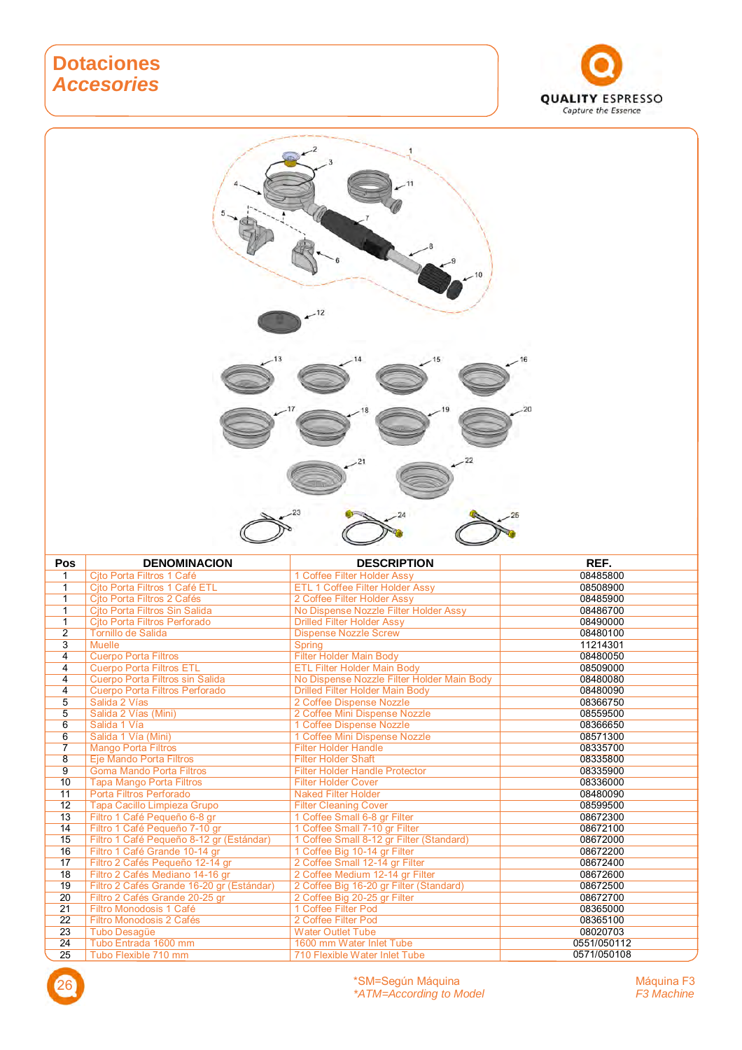# Dotaciones
## *Accesorios*

| Pos | DENOMINACION | DESCRIPTION | REF. |
|---|---|---|---|
| 1 | Cjto Porta Filtros 1 Café | 1 Coffee Filter Holder Assy | 08485800 |
| 1 | Cjto Porta Filtros 1 Café ETL | ETL 1 Coffee Filter Holder Assy | 08508900 |
| 1 | Cjto Porta Filtros 2 Cafés | 2 Coffee Filter Holder Assy | 08485900 |
| 1 | Cjto Porta Filtros Sin Salida | No Dispense Nozzle Filter Holder Assy | 08486700 |
| 1 | Cjto Porta Filtros Perforado | Drilled Filter Holder Assy | 08490000 |
| 2 | Tornillo de Salida | Dispense Nozzle Screw | 08480100 |
| 3 | Muelle | Spring | 11214301 |
| 4 | Cuerpo Porta Filtros | Filter Holder Main Body | 08480050 |
| 4 | Cuerpo Porta Filtros ETL | ETL Filter Holder Main Body | 08509000 |
| 4 | Cuerpo Porta Filtros sin Salida | No Dispense Nozzle Filter Holder Main Body | 08480080 |
| 4 | Cuerpo Porta Filtros Perforado | Drilled Filter Holder Main Body | 08480090 |
| 5 | Salida 2 Vías | 2 Coffee Dispense Nozzle | 08366750 |
| 5 | Salida 2 Vías (Mini) | 2 Coffee Mini Dispense Nozzle | 08559500 |
| 6 | Salida 1 Vía | 1 Coffee Dispense Nozzle | 08366650 |
| 6 | Salida 1 Vía (Mini) | 1 Coffee Mini Dispense Nozzle | 08571300 |
| 7 | Mango Porta Filtros | Filter Holder Handle | 08335700 |
| 8 | Eje Mando Porta Filtros | Filter Holder Shaft | 08335800 |
| 9 | Goma Mando Porta Filtros | Filter Holder Handle Protector | 08335900 |
| 10 | Tapa Mango Porta Filtros | Filter Holder Cover | 08336000 |
| 11 | Porta Filtros Perforado | Naked Filter Holder | 08480090 |
| 12 | Tapa Cacillo Limpieza Grupo | Filter Cleaning Cover | 08599500 |
| 13 | Filtro 1 Café Pequeño 6-8 gr | 1 Coffee Small 6-8 gr Filter | 08672300 |
| 14 | Filtro 1 Café Pequeño 7-10 gr | 1 Coffee Small 7-10 gr Filter | 08672100 |
| 15 | Filtro 1 Café Pequeño 8-12 gr (Estándar) | 1 Coffee Small 8-12 gr Filter (Standard) | 08672000 |
| 16 | Filtro 1 Café Grande 10-14 gr | 1 Coffee Big 10-14 gr Filter | 08672200 |
| 17 | Filtro 2 Cafés Pequeño 12-14 gr | 2 Coffee Small 12-14 gr Filter | 08672400 |
| 18 | Filtro 2 Cafés Mediano 14-16 gr | 2 Coffee Medium 12-14 gr Filter | 08672600 |
| 19 | Filtro 2 Cafés Grande 16-20 gr (Estándar) | 2 Coffee Big 16-20 gr Filter (Standard) | 08672500 |
| 20 | Filtro 2 Cafés Grande 20-25 gr | 2 Coffee Big 20-25 gr Filter | 08672700 |
| 21 | Filtro Monodosis 1 Café | 1 Coffee Filter Pod | 08365000 |
| 22 | Filtro Monodosis 2 Cafés | 2 Coffee Filter Pod | 08365100 |
| 23 | Tubo Desagüe | Water Outlet Tube | 08020703 |
| 24 | Tubo Entrada 1600 mm | 1600 mm Water Inlet Tube | 0551/050112 |
| 25 | Tubo Flexible 710 mm | 710 Flexible Water Inlet Tube | 0571/050108 |

*SM=Según Máquina
*\*ATM=According to Model*

Máquina F3
*F3 Machine*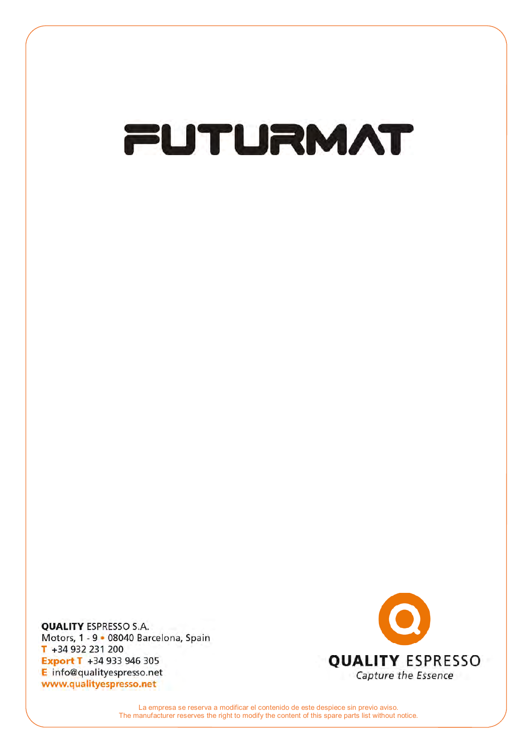# FUTURMAT

**QUALITY** ESPRESSO S.A.
Motors, 1 - 9 • 08040 Barcelona, Spain
**T** +34 932 231 200
**Export T** +34 933 946 305
**E** info@qualityespresso.net
**www.qualityespresso.net**

**QUALITY** ESPRESSO
*Capture the Essence*

La empresa se reserva a modificar el contenido de este despiece sin previo aviso.
The manufacturer reserves the right to modify the content of this spare parts list without notice.